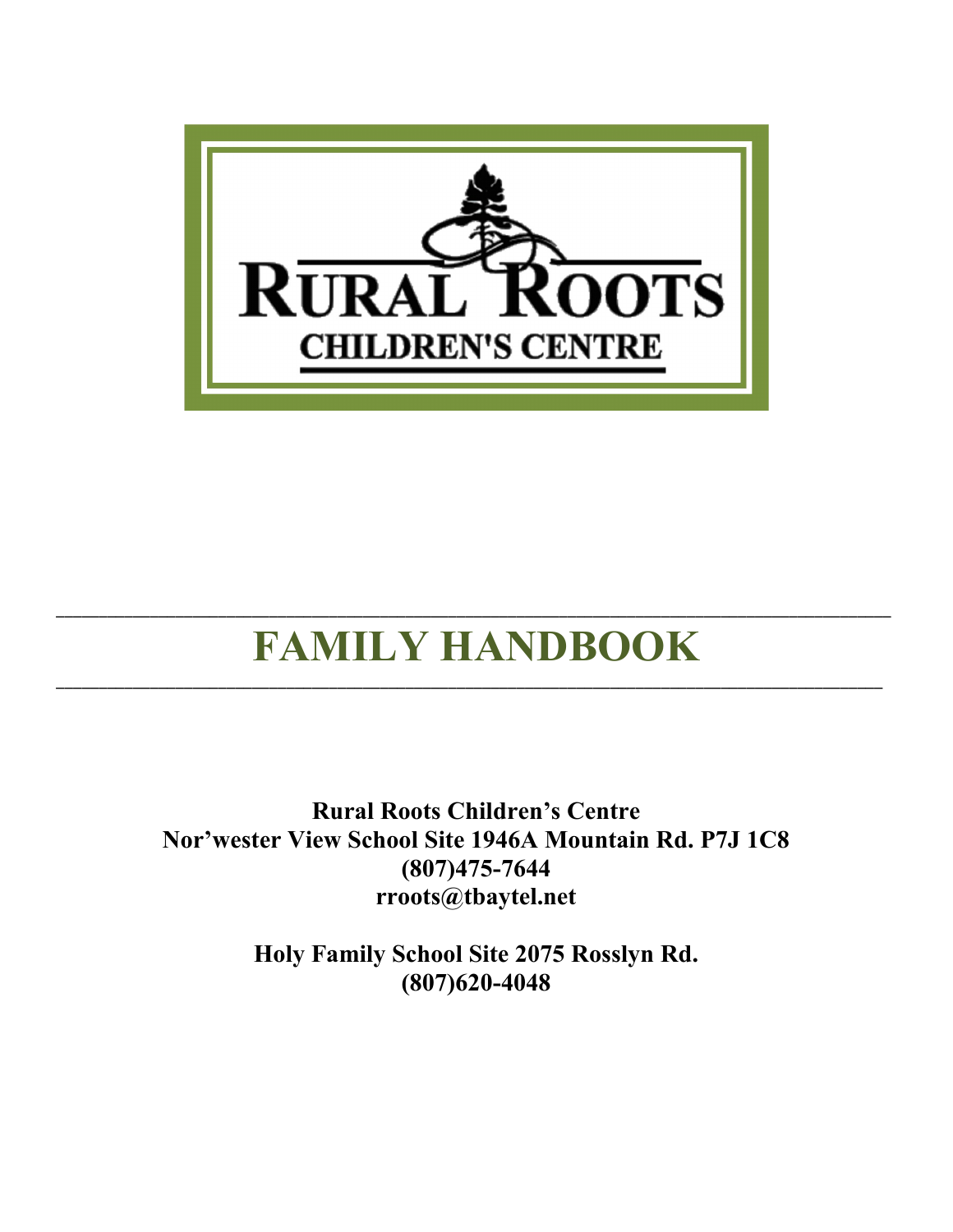RURAL ROOTS

CHILDREN'S CENTRE

# FAMILY HANDBOOK

**Rural Roots Children's Centre**
**Nor'wester View School Site 1946A Mountain Rd. P7J 1C8**
**(807)475-7644**
**rroots@tbaytel.net**

**Holy Family School Site 2075 Rosslyn Rd.**
**(807)620-4048**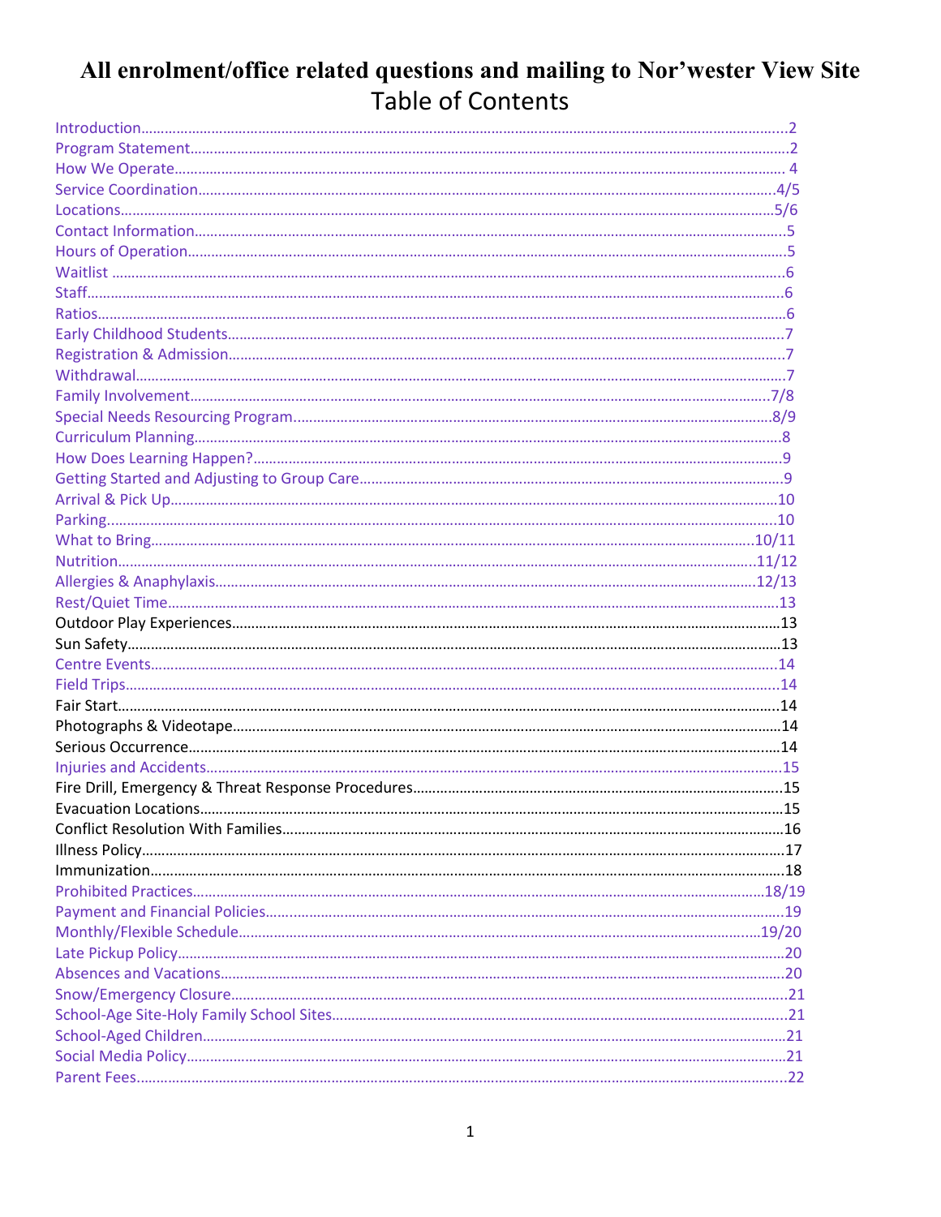# All enrolment/office related questions and mailing to Nor'wester View Site

## Table of Contents

Introduction.....2
Program Statement.....2
How We Operate.....4
Service Coordination.....4/5
Locations.....5/6
Contact Information.....5
Hours of Operation.....5
Waitlist.....6
Staff.....6
Ratios.....6
Early Childhood Students.....7
Registration & Admission.....7
Withdrawal.....7
Family Involvement.....7/8
Special Needs Resourcing Program.....8/9
Curriculum Planning.....8
How Does Learning Happen?.....9
Getting Started and Adjusting to Group Care.....9
Arrival & Pick Up.....10
Parking.....10
What to Bring.....10/11
Nutrition.....11/12
Allergies & Anaphylaxis.....12/13
Rest/Quiet Time.....13
Outdoor Play Experiences.....13
Sun Safety.....13
Centre Events.....14
Field Trips.....14
Fair Start.....14
Photographs & Videotape.....14
Serious Occurrence.....14
Injuries and Accidents.....15
Fire Drill, Emergency & Threat Response Procedures.....15
Evacuation Locations.....15
Conflict Resolution With Families.....16
Illness Policy.....17
Immunization.....18
Prohibited Practices.....18/19
Payment and Financial Policies.....19
Monthly/Flexible Schedule.....19/20
Late Pickup Policy.....20
Absences and Vacations.....20
Snow/Emergency Closure.....21
School-Age Site-Holy Family School Sites.....21
School-Aged Children.....21
Social Media Policy.....21
Parent Fees.....22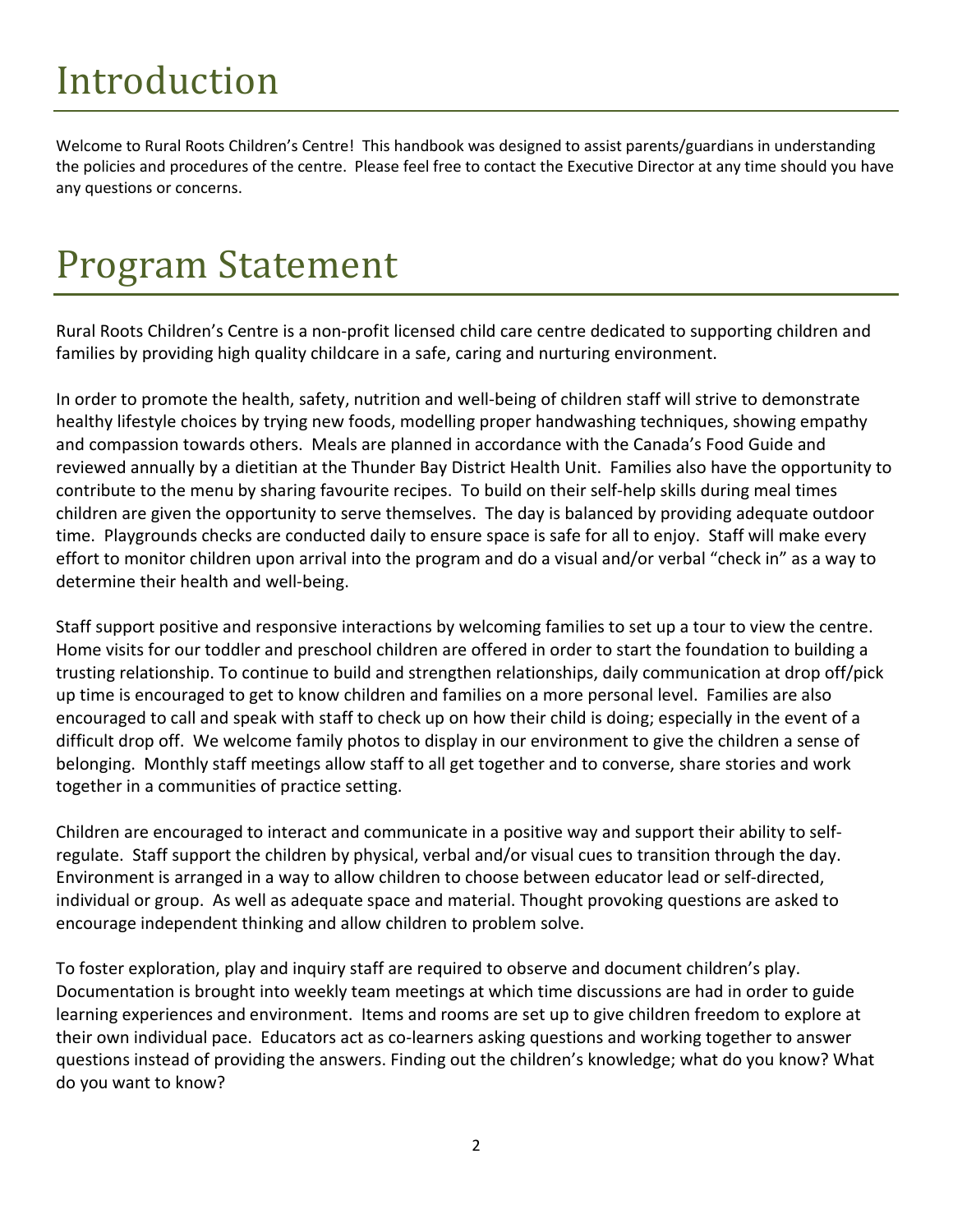# Introduction

Welcome to Rural Roots Children's Centre! This handbook was designed to assist parents/guardians in understanding the policies and procedures of the centre. Please feel free to contact the Executive Director at any time should you have any questions or concerns.

# Program Statement

Rural Roots Children's Centre is a non-profit licensed child care centre dedicated to supporting children and families by providing high quality childcare in a safe, caring and nurturing environment.

In order to promote the health, safety, nutrition and well-being of children staff will strive to demonstrate healthy lifestyle choices by trying new foods, modelling proper handwashing techniques, showing empathy and compassion towards others. Meals are planned in accordance with the Canada's Food Guide and reviewed annually by a dietitian at the Thunder Bay District Health Unit. Families also have the opportunity to contribute to the menu by sharing favourite recipes. To build on their self-help skills during meal times children are given the opportunity to serve themselves. The day is balanced by providing adequate outdoor time. Playgrounds checks are conducted daily to ensure space is safe for all to enjoy. Staff will make every effort to monitor children upon arrival into the program and do a visual and/or verbal "check in" as a way to determine their health and well-being.

Staff support positive and responsive interactions by welcoming families to set up a tour to view the centre. Home visits for our toddler and preschool children are offered in order to start the foundation to building a trusting relationship. To continue to build and strengthen relationships, daily communication at drop off/pick up time is encouraged to get to know children and families on a more personal level. Families are also encouraged to call and speak with staff to check up on how their child is doing; especially in the event of a difficult drop off. We welcome family photos to display in our environment to give the children a sense of belonging. Monthly staff meetings allow staff to all get together and to converse, share stories and work together in a communities of practice setting.

Children are encouraged to interact and communicate in a positive way and support their ability to self-regulate. Staff support the children by physical, verbal and/or visual cues to transition through the day. Environment is arranged in a way to allow children to choose between educator lead or self-directed, individual or group. As well as adequate space and material. Thought provoking questions are asked to encourage independent thinking and allow children to problem solve.

To foster exploration, play and inquiry staff are required to observe and document children's play. Documentation is brought into weekly team meetings at which time discussions are had in order to guide learning experiences and environment. Items and rooms are set up to give children freedom to explore at their own individual pace. Educators act as co-learners asking questions and working together to answer questions instead of providing the answers. Finding out the children's knowledge; what do you know? What do you want to know?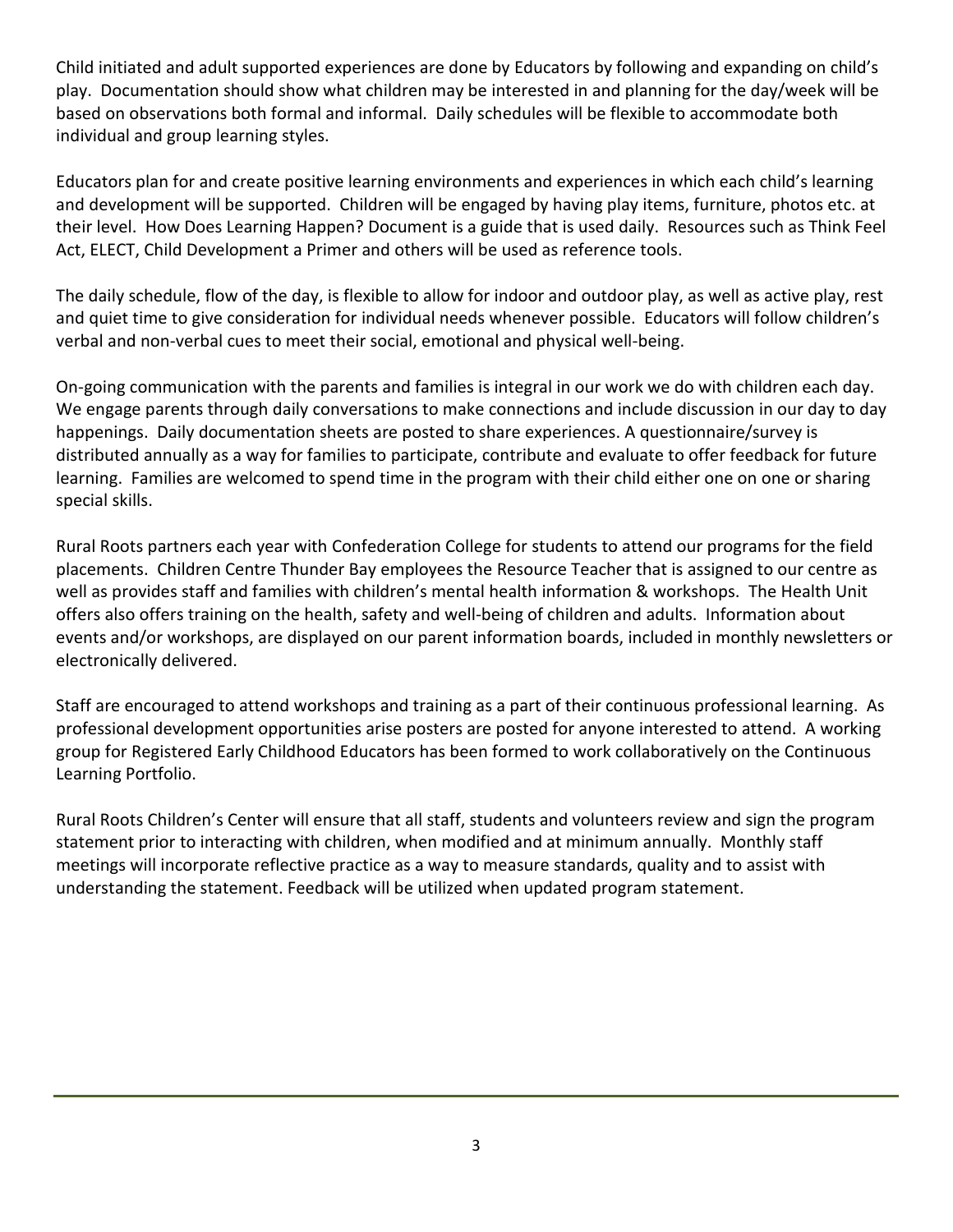Child initiated and adult supported experiences are done by Educators by following and expanding on child's play. Documentation should show what children may be interested in and planning for the day/week will be based on observations both formal and informal. Daily schedules will be flexible to accommodate both individual and group learning styles.

Educators plan for and create positive learning environments and experiences in which each child's learning and development will be supported. Children will be engaged by having play items, furniture, photos etc. at their level. How Does Learning Happen? Document is a guide that is used daily. Resources such as Think Feel Act, ELECT, Child Development a Primer and others will be used as reference tools.

The daily schedule, flow of the day, is flexible to allow for indoor and outdoor play, as well as active play, rest and quiet time to give consideration for individual needs whenever possible. Educators will follow children's verbal and non-verbal cues to meet their social, emotional and physical well-being.

On-going communication with the parents and families is integral in our work we do with children each day. We engage parents through daily conversations to make connections and include discussion in our day to day happenings. Daily documentation sheets are posted to share experiences. A questionnaire/survey is distributed annually as a way for families to participate, contribute and evaluate to offer feedback for future learning. Families are welcomed to spend time in the program with their child either one on one or sharing special skills.

Rural Roots partners each year with Confederation College for students to attend our programs for the field placements. Children Centre Thunder Bay employees the Resource Teacher that is assigned to our centre as well as provides staff and families with children's mental health information & workshops. The Health Unit offers also offers training on the health, safety and well-being of children and adults. Information about events and/or workshops, are displayed on our parent information boards, included in monthly newsletters or electronically delivered.

Staff are encouraged to attend workshops and training as a part of their continuous professional learning. As professional development opportunities arise posters are posted for anyone interested to attend. A working group for Registered Early Childhood Educators has been formed to work collaboratively on the Continuous Learning Portfolio.

Rural Roots Children's Center will ensure that all staff, students and volunteers review and sign the program statement prior to interacting with children, when modified and at minimum annually. Monthly staff meetings will incorporate reflective practice as a way to measure standards, quality and to assist with understanding the statement. Feedback will be utilized when updated program statement.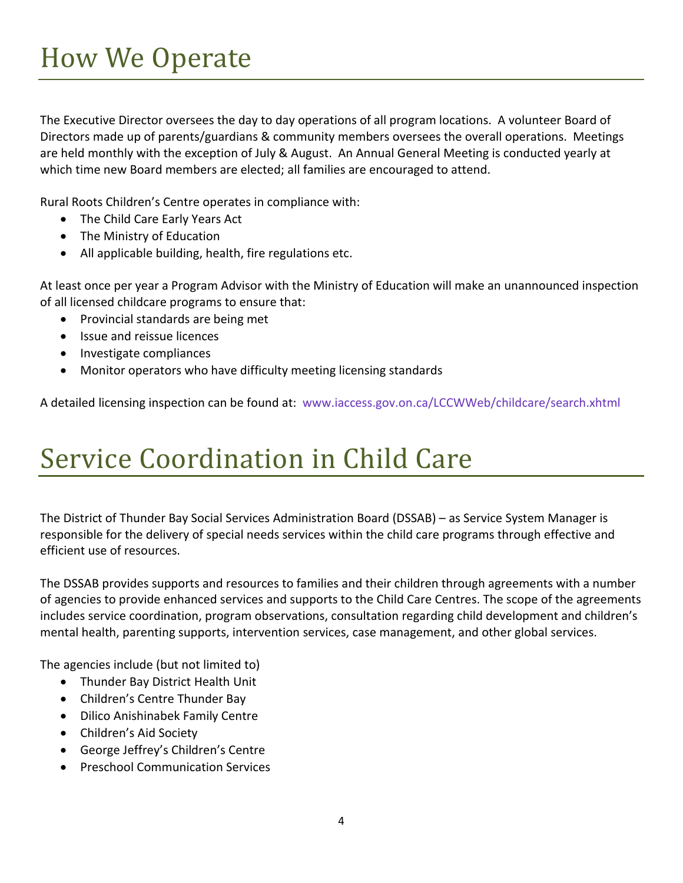# How We Operate

The Executive Director oversees the day to day operations of all program locations. A volunteer Board of Directors made up of parents/guardians & community members oversees the overall operations. Meetings are held monthly with the exception of July & August. An Annual General Meeting is conducted yearly at which time new Board members are elected; all families are encouraged to attend.

Rural Roots Children's Centre operates in compliance with:

- The Child Care Early Years Act
- The Ministry of Education
- All applicable building, health, fire regulations etc.

At least once per year a Program Advisor with the Ministry of Education will make an unannounced inspection of all licensed childcare programs to ensure that:

- Provincial standards are being met
- Issue and reissue licences
- Investigate compliances
- Monitor operators who have difficulty meeting licensing standards

A detailed licensing inspection can be found at: www.iaccess.gov.on.ca/LCCWWeb/childcare/search.xhtml

# Service Coordination in Child Care

The District of Thunder Bay Social Services Administration Board (DSSAB) – as Service System Manager is responsible for the delivery of special needs services within the child care programs through effective and efficient use of resources.

The DSSAB provides supports and resources to families and their children through agreements with a number of agencies to provide enhanced services and supports to the Child Care Centres. The scope of the agreements includes service coordination, program observations, consultation regarding child development and children's mental health, parenting supports, intervention services, case management, and other global services.

The agencies include (but not limited to)

- Thunder Bay District Health Unit
- Children's Centre Thunder Bay
- Dilico Anishinabek Family Centre
- Children's Aid Society
- George Jeffrey's Children's Centre
- Preschool Communication Services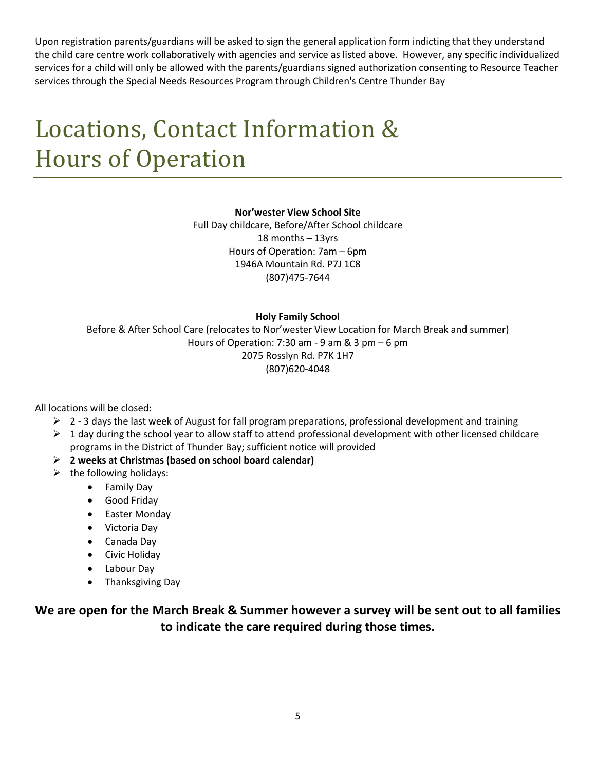Upon registration parents/guardians will be asked to sign the general application form indicting that they understand the child care centre work collaboratively with agencies and service as listed above. However, any specific individualized services for a child will only be allowed with the parents/guardians signed authorization consenting to Resource Teacher services through the Special Needs Resources Program through Children's Centre Thunder Bay

# Locations, Contact Information & Hours of Operation

**Nor'wester View School Site**
Full Day childcare, Before/After School childcare
18 months – 13yrs
Hours of Operation: 7am – 6pm
1946A Mountain Rd. P7J 1C8
(807)475-7644

**Holy Family School**
Before & After School Care (relocates to Nor'wester View Location for March Break and summer)
Hours of Operation: 7:30 am - 9 am & 3 pm – 6 pm
2075 Rosslyn Rd. P7K 1H7
(807)620-4048

All locations will be closed:

- 2 - 3 days the last week of August for fall program preparations, professional development and training
- 1 day during the school year to allow staff to attend professional development with other licensed childcare programs in the District of Thunder Bay; sufficient notice will provided
- **2 weeks at Christmas (based on school board calendar)**
- the following holidays:
  - Family Day
  - Good Friday
  - Easter Monday
  - Victoria Day
  - Canada Day
  - Civic Holiday
  - Labour Day
  - Thanksgiving Day

**We are open for the March Break & Summer however a survey will be sent out to all families to indicate the care required during those times.**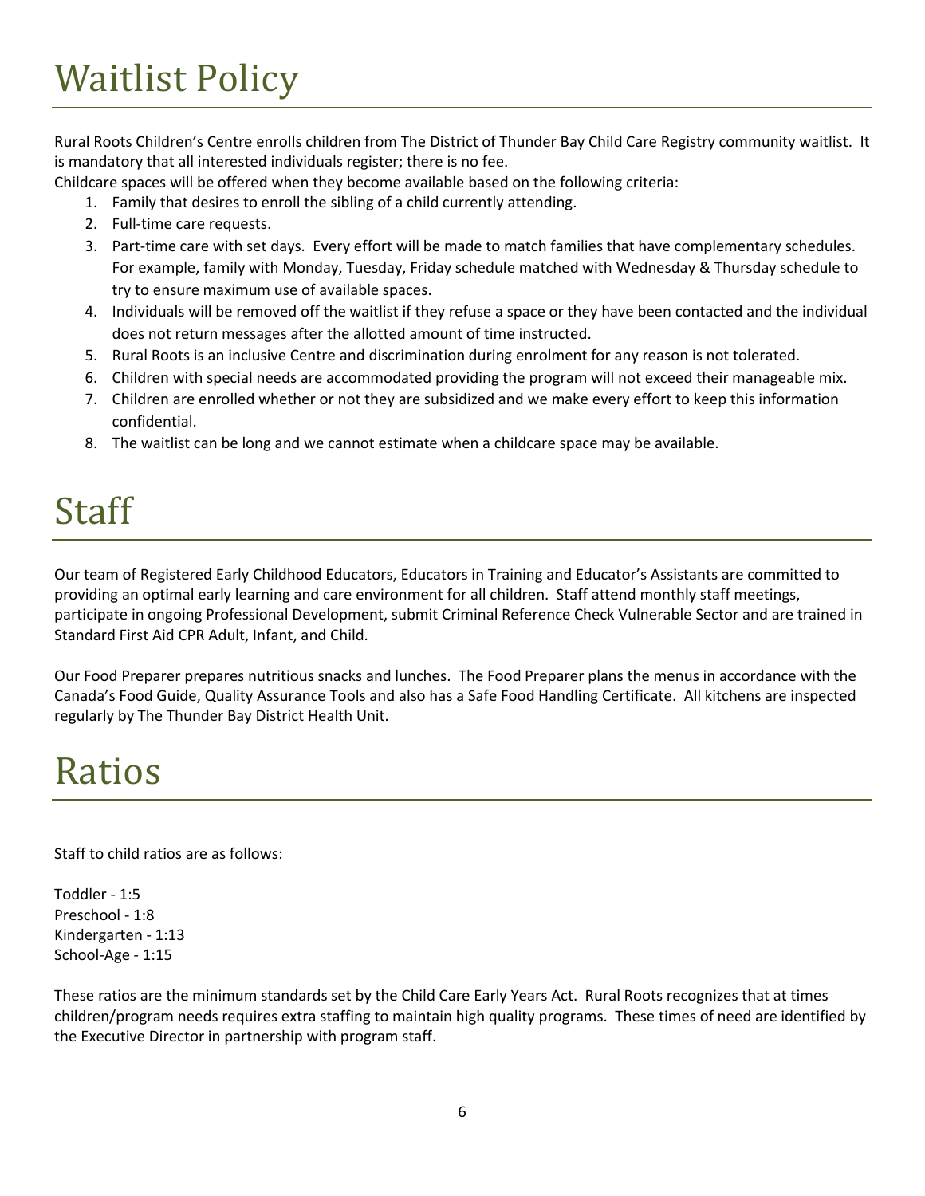# Waitlist Policy

Rural Roots Children's Centre enrolls children from The District of Thunder Bay Child Care Registry community waitlist. It is mandatory that all interested individuals register; there is no fee.
Childcare spaces will be offered when they become available based on the following criteria:

1. Family that desires to enroll the sibling of a child currently attending.
2. Full-time care requests.
3. Part-time care with set days. Every effort will be made to match families that have complementary schedules. For example, family with Monday, Tuesday, Friday schedule matched with Wednesday & Thursday schedule to try to ensure maximum use of available spaces.
4. Individuals will be removed off the waitlist if they refuse a space or they have been contacted and the individual does not return messages after the allotted amount of time instructed.
5. Rural Roots is an inclusive Centre and discrimination during enrolment for any reason is not tolerated.
6. Children with special needs are accommodated providing the program will not exceed their manageable mix.
7. Children are enrolled whether or not they are subsidized and we make every effort to keep this information confidential.
8. The waitlist can be long and we cannot estimate when a childcare space may be available.

# Staff

Our team of Registered Early Childhood Educators, Educators in Training and Educator's Assistants are committed to providing an optimal early learning and care environment for all children. Staff attend monthly staff meetings, participate in ongoing Professional Development, submit Criminal Reference Check Vulnerable Sector and are trained in Standard First Aid CPR Adult, Infant, and Child.

Our Food Preparer prepares nutritious snacks and lunches. The Food Preparer plans the menus in accordance with the Canada's Food Guide, Quality Assurance Tools and also has a Safe Food Handling Certificate. All kitchens are inspected regularly by The Thunder Bay District Health Unit.

# Ratios

Staff to child ratios are as follows:

Toddler - 1:5
Preschool - 1:8
Kindergarten - 1:13
School-Age - 1:15

These ratios are the minimum standards set by the Child Care Early Years Act. Rural Roots recognizes that at times children/program needs requires extra staffing to maintain high quality programs. These times of need are identified by the Executive Director in partnership with program staff.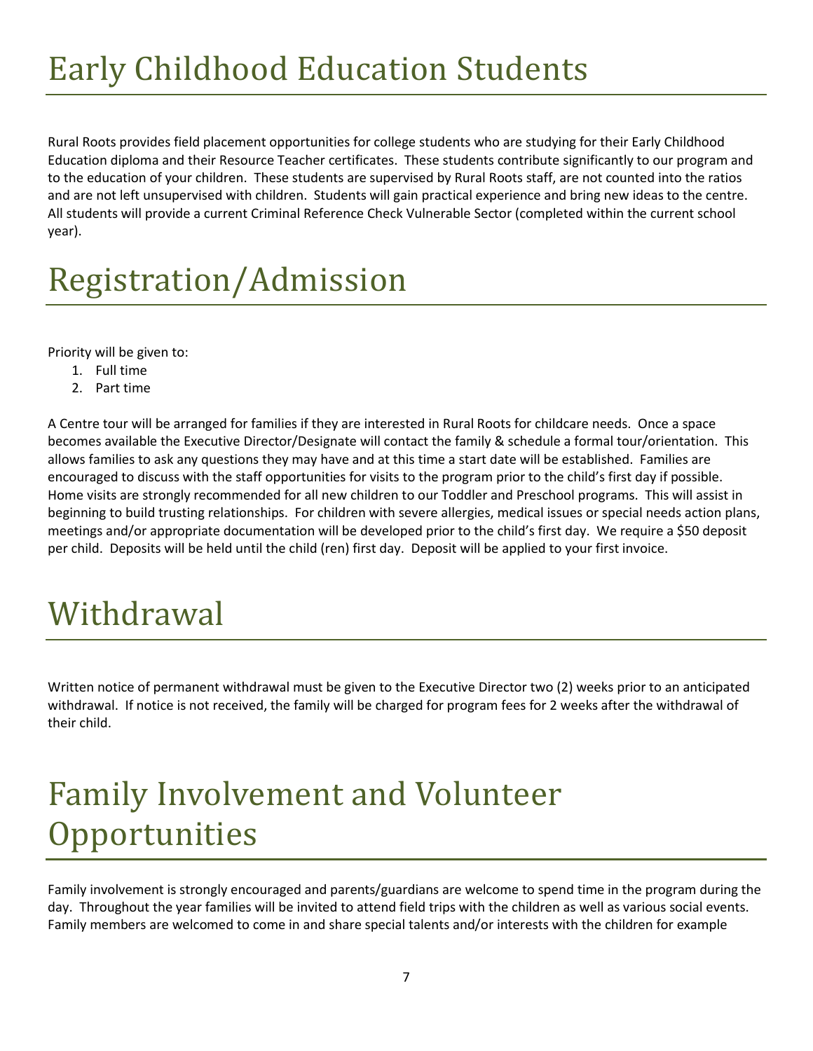# Early Childhood Education Students

Rural Roots provides field placement opportunities for college students who are studying for their Early Childhood Education diploma and their Resource Teacher certificates. These students contribute significantly to our program and to the education of your children. These students are supervised by Rural Roots staff, are not counted into the ratios and are not left unsupervised with children. Students will gain practical experience and bring new ideas to the centre. All students will provide a current Criminal Reference Check Vulnerable Sector (completed within the current school year).

# Registration/Admission

Priority will be given to:

1. Full time
2. Part time

A Centre tour will be arranged for families if they are interested in Rural Roots for childcare needs. Once a space becomes available the Executive Director/Designate will contact the family & schedule a formal tour/orientation. This allows families to ask any questions they may have and at this time a start date will be established. Families are encouraged to discuss with the staff opportunities for visits to the program prior to the child's first day if possible. Home visits are strongly recommended for all new children to our Toddler and Preschool programs. This will assist in beginning to build trusting relationships. For children with severe allergies, medical issues or special needs action plans, meetings and/or appropriate documentation will be developed prior to the child's first day. We require a $50 deposit per child. Deposits will be held until the child (ren) first day. Deposit will be applied to your first invoice.

# Withdrawal

Written notice of permanent withdrawal must be given to the Executive Director two (2) weeks prior to an anticipated withdrawal. If notice is not received, the family will be charged for program fees for 2 weeks after the withdrawal of their child.

# Family Involvement and Volunteer Opportunities

Family involvement is strongly encouraged and parents/guardians are welcome to spend time in the program during the day. Throughout the year families will be invited to attend field trips with the children as well as various social events. Family members are welcomed to come in and share special talents and/or interests with the children for example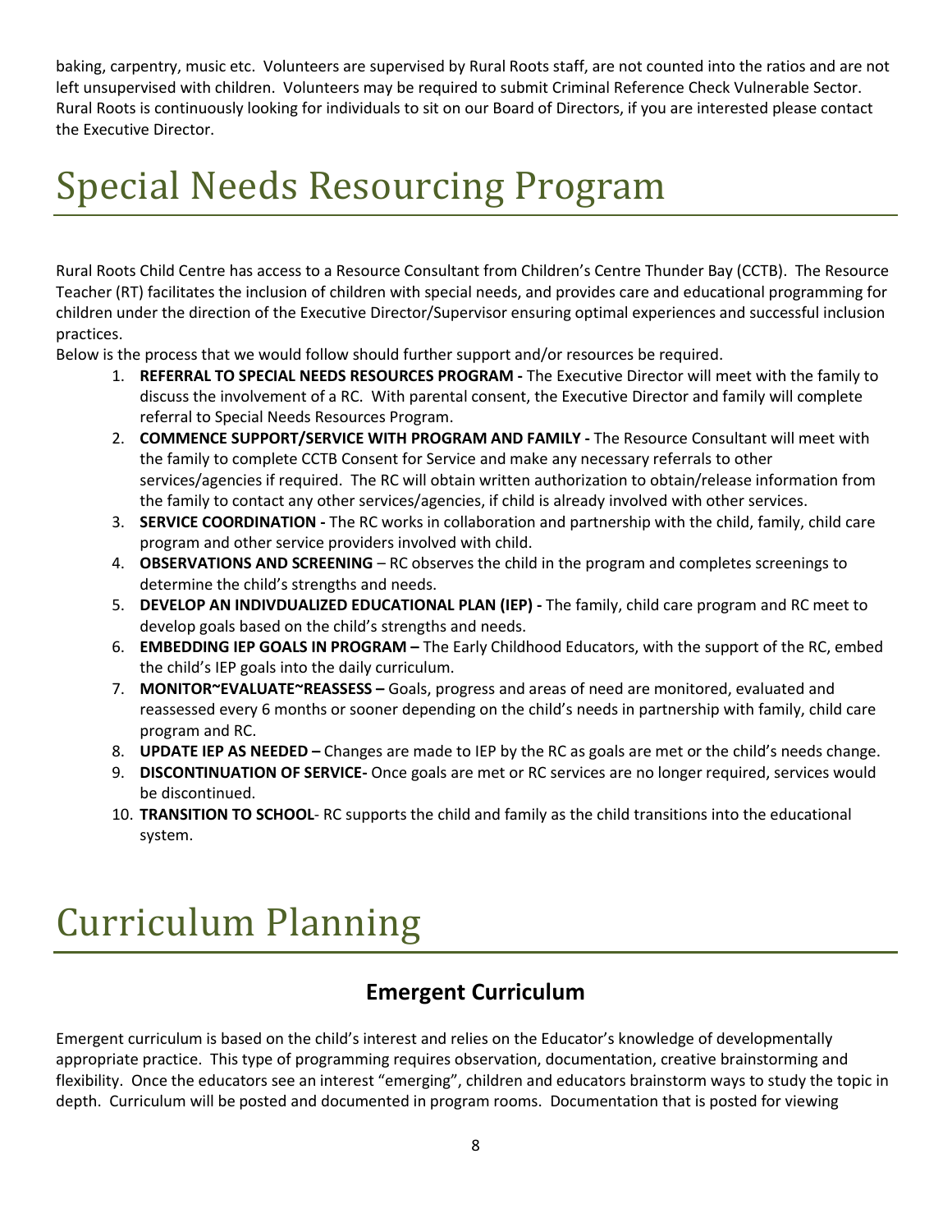baking, carpentry, music etc. Volunteers are supervised by Rural Roots staff, are not counted into the ratios and are not left unsupervised with children. Volunteers may be required to submit Criminal Reference Check Vulnerable Sector. Rural Roots is continuously looking for individuals to sit on our Board of Directors, if you are interested please contact the Executive Director.

# Special Needs Resourcing Program

Rural Roots Child Centre has access to a Resource Consultant from Children's Centre Thunder Bay (CCTB). The Resource Teacher (RT) facilitates the inclusion of children with special needs, and provides care and educational programming for children under the direction of the Executive Director/Supervisor ensuring optimal experiences and successful inclusion practices.

Below is the process that we would follow should further support and/or resources be required.

1. **REFERRAL TO SPECIAL NEEDS RESOURCES PROGRAM -** The Executive Director will meet with the family to discuss the involvement of a RC. With parental consent, the Executive Director and family will complete referral to Special Needs Resources Program.
2. **COMMENCE SUPPORT/SERVICE WITH PROGRAM AND FAMILY -** The Resource Consultant will meet with the family to complete CCTB Consent for Service and make any necessary referrals to other services/agencies if required. The RC will obtain written authorization to obtain/release information from the family to contact any other services/agencies, if child is already involved with other services.
3. **SERVICE COORDINATION -** The RC works in collaboration and partnership with the child, family, child care program and other service providers involved with child.
4. **OBSERVATIONS AND SCREENING** – RC observes the child in the program and completes screenings to determine the child's strengths and needs.
5. **DEVELOP AN INDIVDUALIZED EDUCATIONAL PLAN (IEP) -** The family, child care program and RC meet to develop goals based on the child's strengths and needs.
6. **EMBEDDING IEP GOALS IN PROGRAM –** The Early Childhood Educators, with the support of the RC, embed the child's IEP goals into the daily curriculum.
7. **MONITOR~EVALUATE~REASSESS –** Goals, progress and areas of need are monitored, evaluated and reassessed every 6 months or sooner depending on the child's needs in partnership with family, child care program and RC.
8. **UPDATE IEP AS NEEDED –** Changes are made to IEP by the RC as goals are met or the child's needs change.
9. **DISCONTINUATION OF SERVICE-** Once goals are met or RC services are no longer required, services would be discontinued.
10. **TRANSITION TO SCHOOL**- RC supports the child and family as the child transitions into the educational system.

# Curriculum Planning

## Emergent Curriculum

Emergent curriculum is based on the child's interest and relies on the Educator's knowledge of developmentally appropriate practice. This type of programming requires observation, documentation, creative brainstorming and flexibility. Once the educators see an interest "emerging", children and educators brainstorm ways to study the topic in depth. Curriculum will be posted and documented in program rooms. Documentation that is posted for viewing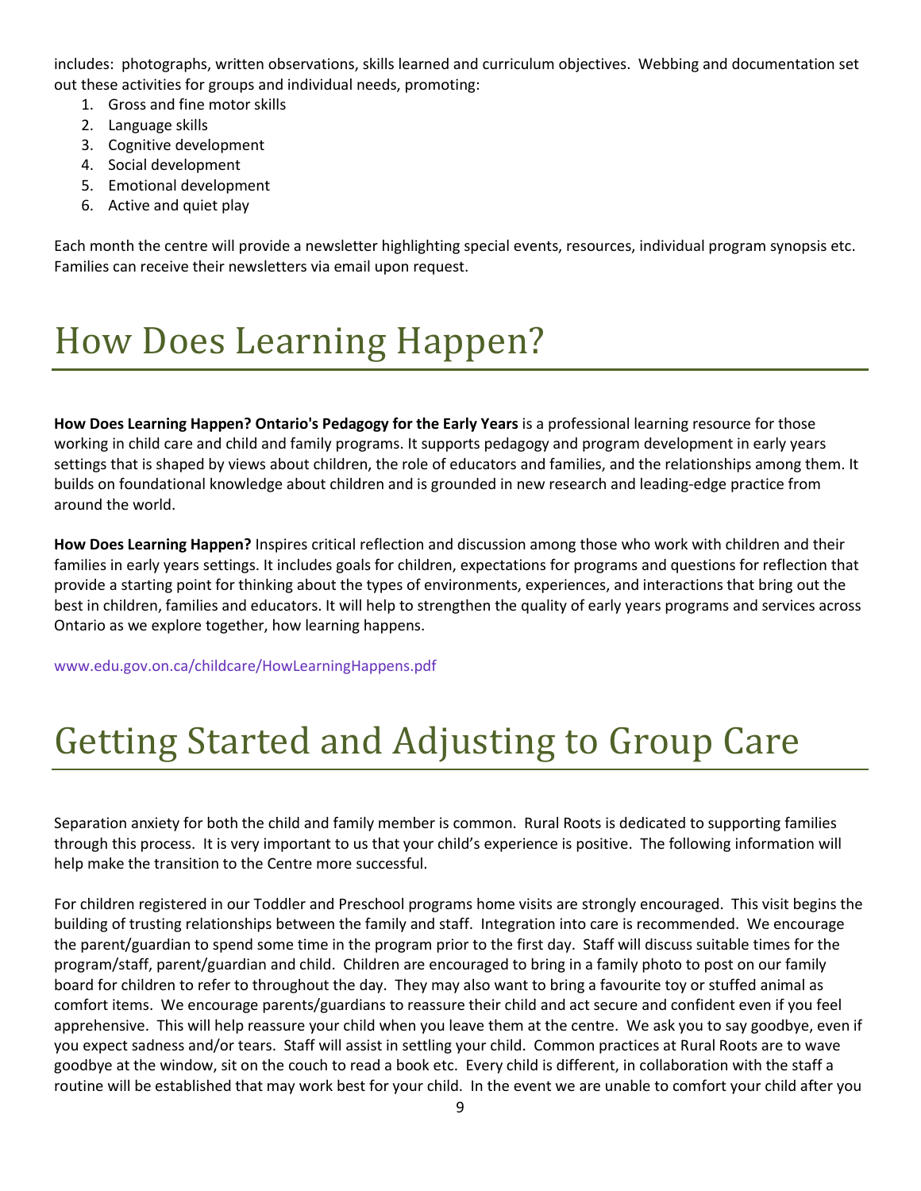includes: photographs, written observations, skills learned and curriculum objectives. Webbing and documentation set out these activities for groups and individual needs, promoting:

1. Gross and fine motor skills
2. Language skills
3. Cognitive development
4. Social development
5. Emotional development
6. Active and quiet play

Each month the centre will provide a newsletter highlighting special events, resources, individual program synopsis etc. Families can receive their newsletters via email upon request.

# How Does Learning Happen?

**How Does Learning Happen? Ontario's Pedagogy for the Early Years** is a professional learning resource for those working in child care and child and family programs. It supports pedagogy and program development in early years settings that is shaped by views about children, the role of educators and families, and the relationships among them. It builds on foundational knowledge about children and is grounded in new research and leading-edge practice from around the world.

**How Does Learning Happen?** Inspires critical reflection and discussion among those who work with children and their families in early years settings. It includes goals for children, expectations for programs and questions for reflection that provide a starting point for thinking about the types of environments, experiences, and interactions that bring out the best in children, families and educators. It will help to strengthen the quality of early years programs and services across Ontario as we explore together, how learning happens.

www.edu.gov.on.ca/childcare/HowLearningHappens.pdf

# Getting Started and Adjusting to Group Care

Separation anxiety for both the child and family member is common. Rural Roots is dedicated to supporting families through this process. It is very important to us that your child's experience is positive. The following information will help make the transition to the Centre more successful.

For children registered in our Toddler and Preschool programs home visits are strongly encouraged. This visit begins the building of trusting relationships between the family and staff. Integration into care is recommended. We encourage the parent/guardian to spend some time in the program prior to the first day. Staff will discuss suitable times for the program/staff, parent/guardian and child. Children are encouraged to bring in a family photo to post on our family board for children to refer to throughout the day. They may also want to bring a favourite toy or stuffed animal as comfort items. We encourage parents/guardians to reassure their child and act secure and confident even if you feel apprehensive. This will help reassure your child when you leave them at the centre. We ask you to say goodbye, even if you expect sadness and/or tears. Staff will assist in settling your child. Common practices at Rural Roots are to wave goodbye at the window, sit on the couch to read a book etc. Every child is different, in collaboration with the staff a routine will be established that may work best for your child. In the event we are unable to comfort your child after you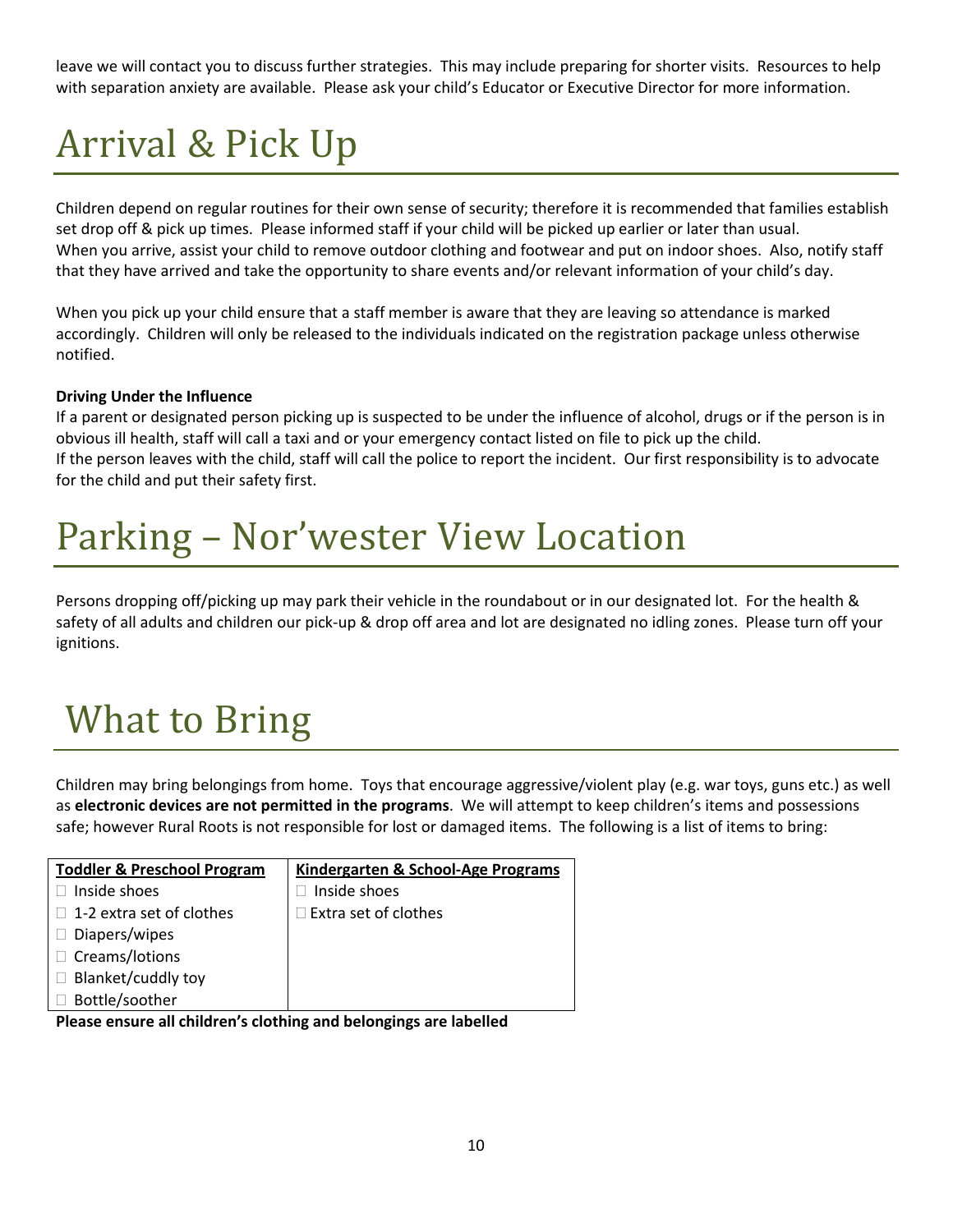leave we will contact you to discuss further strategies. This may include preparing for shorter visits. Resources to help with separation anxiety are available. Please ask your child's Educator or Executive Director for more information.

# Arrival & Pick Up

Children depend on regular routines for their own sense of security; therefore it is recommended that families establish set drop off & pick up times. Please informed staff if your child will be picked up earlier or later than usual.
When you arrive, assist your child to remove outdoor clothing and footwear and put on indoor shoes. Also, notify staff that they have arrived and take the opportunity to share events and/or relevant information of your child's day.

When you pick up your child ensure that a staff member is aware that they are leaving so attendance is marked accordingly. Children will only be released to the individuals indicated on the registration package unless otherwise notified.

**Driving Under the Influence**

If a parent or designated person picking up is suspected to be under the influence of alcohol, drugs or if the person is in obvious ill health, staff will call a taxi and or your emergency contact listed on file to pick up the child.
If the person leaves with the child, staff will call the police to report the incident. Our first responsibility is to advocate for the child and put their safety first.

# Parking – Nor'wester View Location

Persons dropping off/picking up may park their vehicle in the roundabout or in our designated lot. For the health & safety of all adults and children our pick-up & drop off area and lot are designated no idling zones. Please turn off your ignitions.

# What to Bring

Children may bring belongings from home. Toys that encourage aggressive/violent play (e.g. war toys, guns etc.) as well as **electronic devices are not permitted in the programs**. We will attempt to keep children's items and possessions safe; however Rural Roots is not responsible for lost or damaged items. The following is a list of items to bring:

| Toddler & Preschool Program | Kindergarten & School-Age Programs |
|---|---|
| ☐ Inside shoes | ☐ Inside shoes |
| ☐ 1-2 extra set of clothes | ☐ Extra set of clothes |
| ☐ Diapers/wipes | |
| ☐ Creams/lotions | |
| ☐ Blanket/cuddly toy | |
| ☐ Bottle/soother | |

**Please ensure all children's clothing and belongings are labelled**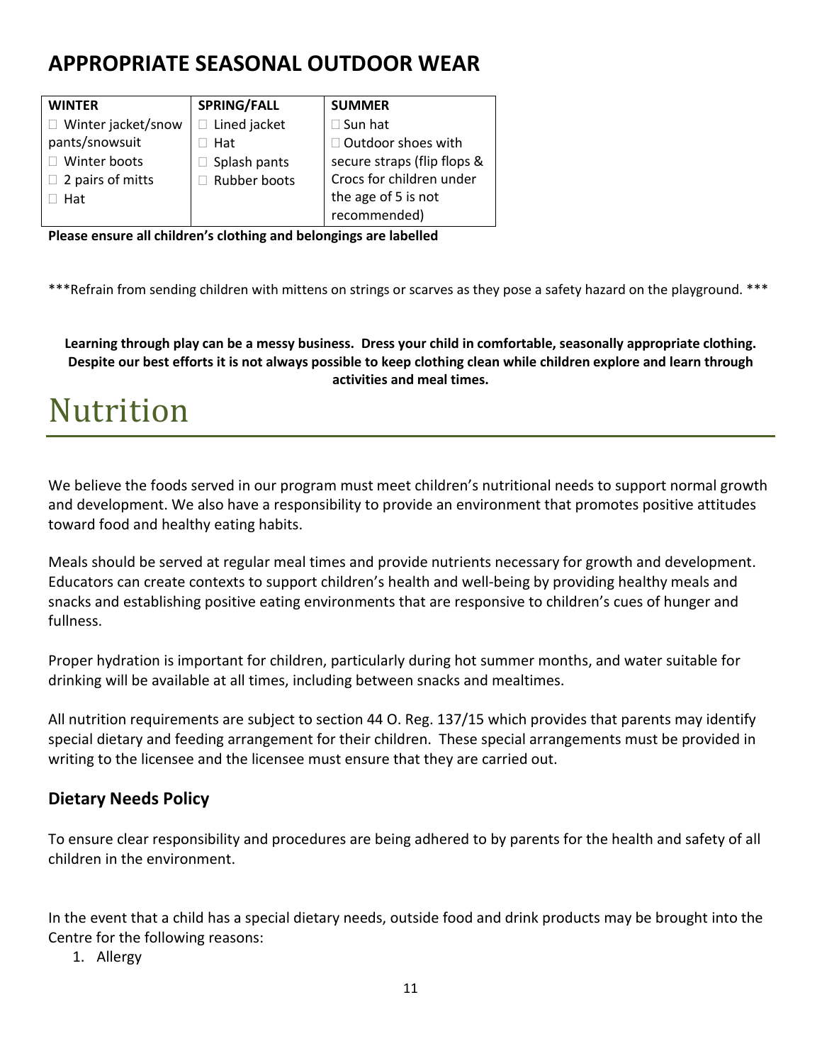## APPROPRIATE SEASONAL OUTDOOR WEAR

| WINTER | SPRING/FALL | SUMMER |
|---|---|---|
| ☐ Winter jacket/snow pants/snowsuit<br>☐ Winter boots<br>☐ 2 pairs of mitts<br>☐ Hat | ☐ Lined jacket<br>☐ Hat<br>☐ Splash pants<br>☐ Rubber boots | ☐ Sun hat<br>☐ Outdoor shoes with secure straps (flip flops & Crocs for children under the age of 5 is not recommended) |

**Please ensure all children's clothing and belongings are labelled**

***Refrain from sending children with mittens on strings or scarves as they pose a safety hazard on the playground. ***

**Learning through play can be a messy business. Dress your child in comfortable, seasonally appropriate clothing. Despite our best efforts it is not always possible to keep clothing clean while children explore and learn through activities and meal times.**

# Nutrition

We believe the foods served in our program must meet children's nutritional needs to support normal growth and development. We also have a responsibility to provide an environment that promotes positive attitudes toward food and healthy eating habits.

Meals should be served at regular meal times and provide nutrients necessary for growth and development. Educators can create contexts to support children's health and well-being by providing healthy meals and snacks and establishing positive eating environments that are responsive to children's cues of hunger and fullness.

Proper hydration is important for children, particularly during hot summer months, and water suitable for drinking will be available at all times, including between snacks and mealtimes.

All nutrition requirements are subject to section 44 O. Reg. 137/15 which provides that parents may identify special dietary and feeding arrangement for their children. These special arrangements must be provided in writing to the licensee and the licensee must ensure that they are carried out.

### Dietary Needs Policy

To ensure clear responsibility and procedures are being adhered to by parents for the health and safety of all children in the environment.

In the event that a child has a special dietary needs, outside food and drink products may be brought into the Centre for the following reasons:

1. Allergy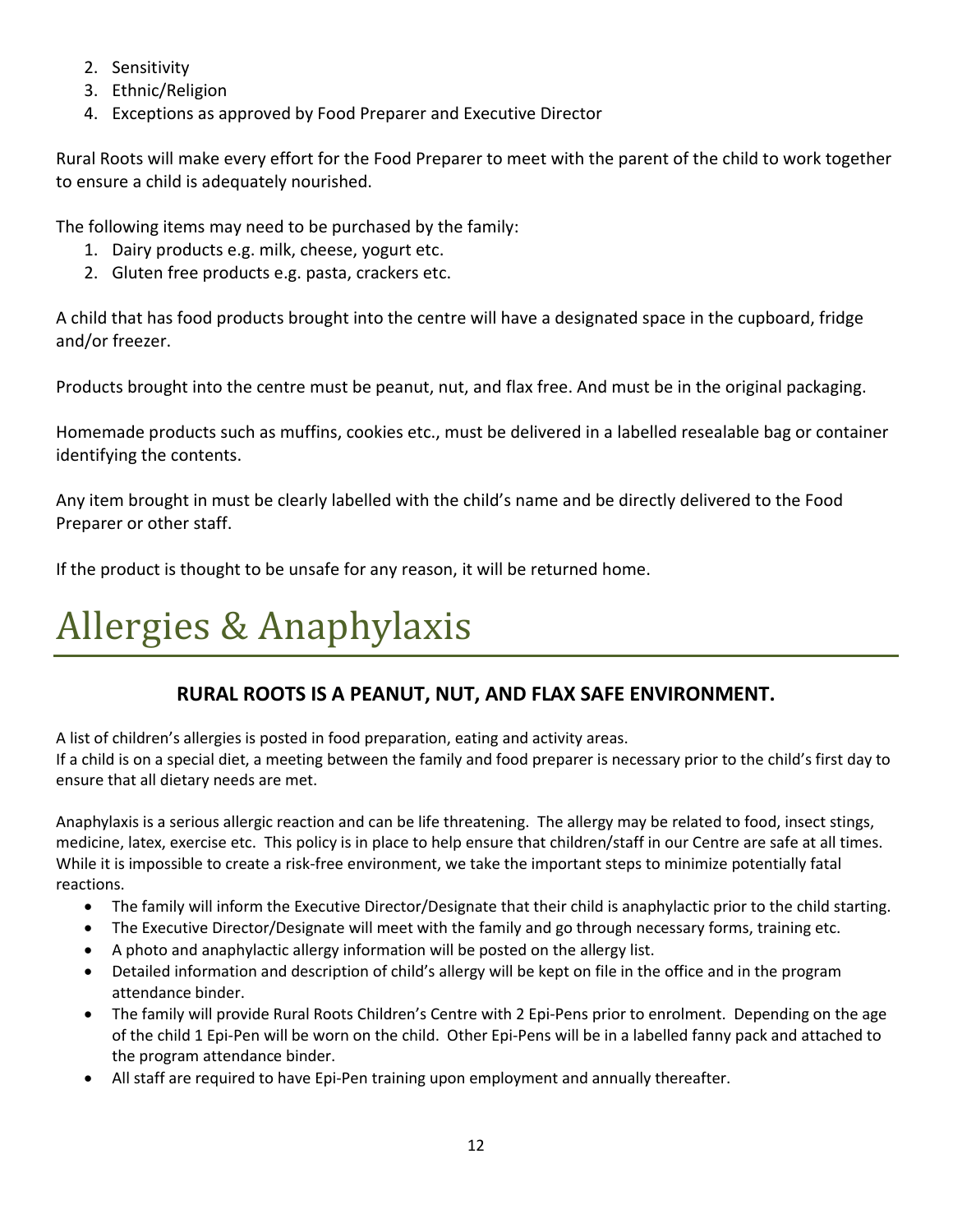2. Sensitivity
3. Ethnic/Religion
4. Exceptions as approved by Food Preparer and Executive Director

Rural Roots will make every effort for the Food Preparer to meet with the parent of the child to work together to ensure a child is adequately nourished.

The following items may need to be purchased by the family:

1. Dairy products e.g. milk, cheese, yogurt etc.
2. Gluten free products e.g. pasta, crackers etc.

A child that has food products brought into the centre will have a designated space in the cupboard, fridge and/or freezer.

Products brought into the centre must be peanut, nut, and flax free. And must be in the original packaging.

Homemade products such as muffins, cookies etc., must be delivered in a labelled resealable bag or container identifying the contents.

Any item brought in must be clearly labelled with the child's name and be directly delivered to the Food Preparer or other staff.

If the product is thought to be unsafe for any reason, it will be returned home.

# Allergies & Anaphylaxis

**RURAL ROOTS IS A PEANUT, NUT, AND FLAX SAFE ENVIRONMENT.**

A list of children's allergies is posted in food preparation, eating and activity areas.
If a child is on a special diet, a meeting between the family and food preparer is necessary prior to the child's first day to ensure that all dietary needs are met.

Anaphylaxis is a serious allergic reaction and can be life threatening. The allergy may be related to food, insect stings, medicine, latex, exercise etc. This policy is in place to help ensure that children/staff in our Centre are safe at all times. While it is impossible to create a risk-free environment, we take the important steps to minimize potentially fatal reactions.

- The family will inform the Executive Director/Designate that their child is anaphylactic prior to the child starting.
- The Executive Director/Designate will meet with the family and go through necessary forms, training etc.
- A photo and anaphylactic allergy information will be posted on the allergy list.
- Detailed information and description of child's allergy will be kept on file in the office and in the program attendance binder.
- The family will provide Rural Roots Children's Centre with 2 Epi-Pens prior to enrolment. Depending on the age of the child 1 Epi-Pen will be worn on the child. Other Epi-Pens will be in a labelled fanny pack and attached to the program attendance binder.
- All staff are required to have Epi-Pen training upon employment and annually thereafter.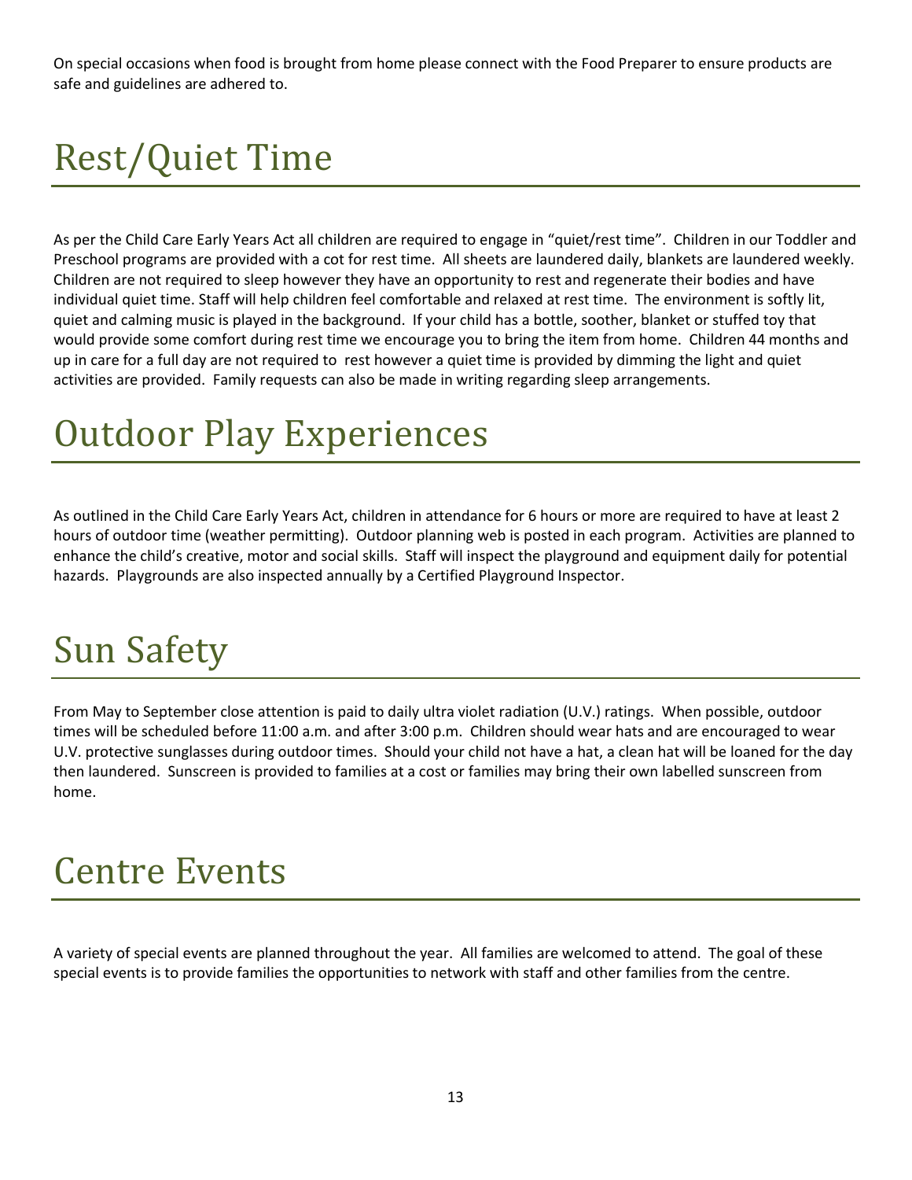On special occasions when food is brought from home please connect with the Food Preparer to ensure products are safe and guidelines are adhered to.

# Rest/Quiet Time

As per the Child Care Early Years Act all children are required to engage in "quiet/rest time". Children in our Toddler and Preschool programs are provided with a cot for rest time. All sheets are laundered daily, blankets are laundered weekly. Children are not required to sleep however they have an opportunity to rest and regenerate their bodies and have individual quiet time. Staff will help children feel comfortable and relaxed at rest time. The environment is softly lit, quiet and calming music is played in the background. If your child has a bottle, soother, blanket or stuffed toy that would provide some comfort during rest time we encourage you to bring the item from home. Children 44 months and up in care for a full day are not required to rest however a quiet time is provided by dimming the light and quiet activities are provided. Family requests can also be made in writing regarding sleep arrangements.

# Outdoor Play Experiences

As outlined in the Child Care Early Years Act, children in attendance for 6 hours or more are required to have at least 2 hours of outdoor time (weather permitting). Outdoor planning web is posted in each program. Activities are planned to enhance the child's creative, motor and social skills. Staff will inspect the playground and equipment daily for potential hazards. Playgrounds are also inspected annually by a Certified Playground Inspector.

# Sun Safety

From May to September close attention is paid to daily ultra violet radiation (U.V.) ratings. When possible, outdoor times will be scheduled before 11:00 a.m. and after 3:00 p.m. Children should wear hats and are encouraged to wear U.V. protective sunglasses during outdoor times. Should your child not have a hat, a clean hat will be loaned for the day then laundered. Sunscreen is provided to families at a cost or families may bring their own labelled sunscreen from home.

# Centre Events

A variety of special events are planned throughout the year. All families are welcomed to attend. The goal of these special events is to provide families the opportunities to network with staff and other families from the centre.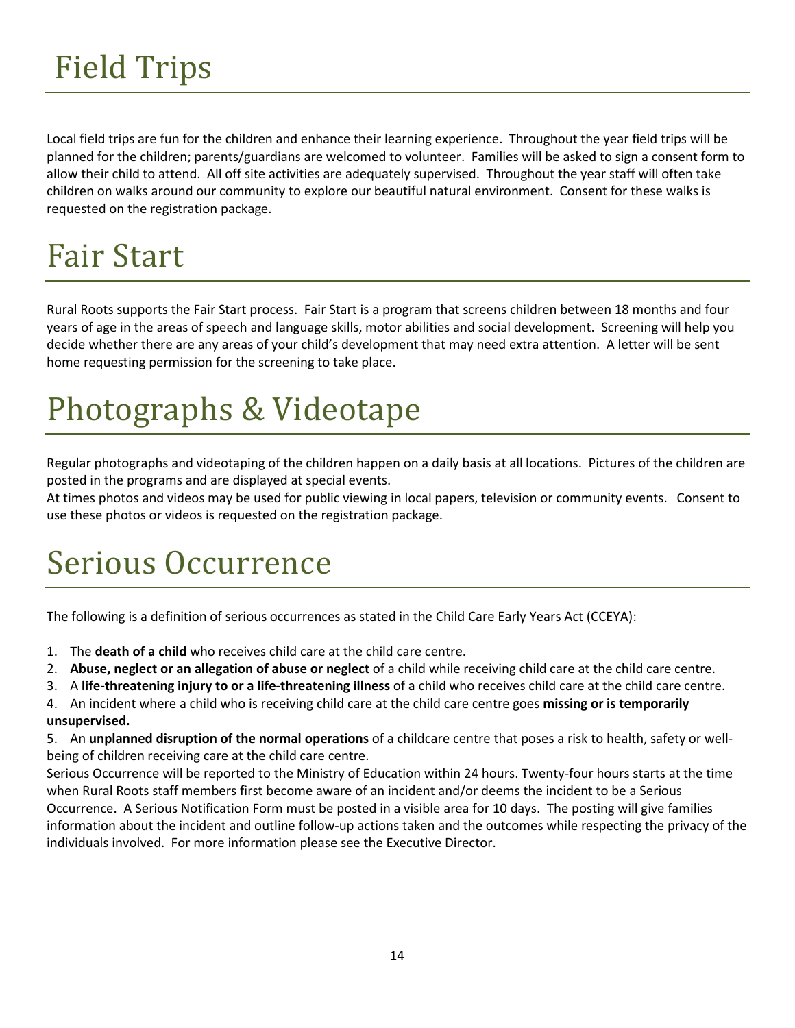# Field Trips

Local field trips are fun for the children and enhance their learning experience. Throughout the year field trips will be planned for the children; parents/guardians are welcomed to volunteer. Families will be asked to sign a consent form to allow their child to attend. All off site activities are adequately supervised. Throughout the year staff will often take children on walks around our community to explore our beautiful natural environment. Consent for these walks is requested on the registration package.

# Fair Start

Rural Roots supports the Fair Start process. Fair Start is a program that screens children between 18 months and four years of age in the areas of speech and language skills, motor abilities and social development. Screening will help you decide whether there are any areas of your child's development that may need extra attention. A letter will be sent home requesting permission for the screening to take place.

# Photographs & Videotape

Regular photographs and videotaping of the children happen on a daily basis at all locations. Pictures of the children are posted in the programs and are displayed at special events.

At times photos and videos may be used for public viewing in local papers, television or community events. Consent to use these photos or videos is requested on the registration package.

# Serious Occurrence

The following is a definition of serious occurrences as stated in the Child Care Early Years Act (CCEYA):

1. The **death of a child** who receives child care at the child care centre.
2. **Abuse, neglect or an allegation of abuse or neglect** of a child while receiving child care at the child care centre.
3. A **life-threatening injury to or a life-threatening illness** of a child who receives child care at the child care centre.
4. An incident where a child who is receiving child care at the child care centre goes **missing or is temporarily unsupervised.**
5. An **unplanned disruption of the normal operations** of a childcare centre that poses a risk to health, safety or well-being of children receiving care at the child care centre.

Serious Occurrence will be reported to the Ministry of Education within 24 hours. Twenty-four hours starts at the time when Rural Roots staff members first become aware of an incident and/or deems the incident to be a Serious Occurrence. A Serious Notification Form must be posted in a visible area for 10 days. The posting will give families information about the incident and outline follow-up actions taken and the outcomes while respecting the privacy of the individuals involved. For more information please see the Executive Director.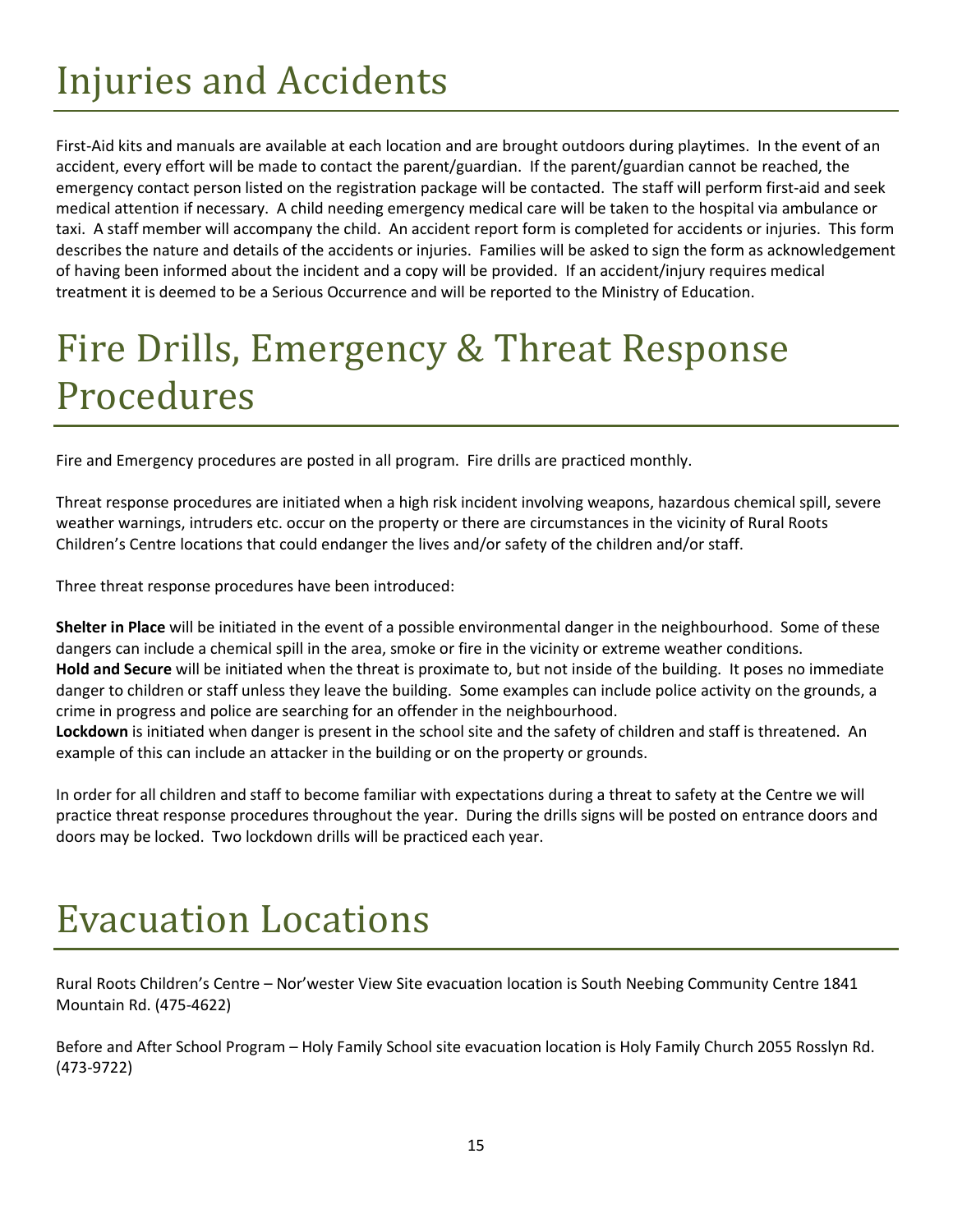# Injuries and Accidents

First-Aid kits and manuals are available at each location and are brought outdoors during playtimes. In the event of an accident, every effort will be made to contact the parent/guardian. If the parent/guardian cannot be reached, the emergency contact person listed on the registration package will be contacted. The staff will perform first-aid and seek medical attention if necessary. A child needing emergency medical care will be taken to the hospital via ambulance or taxi. A staff member will accompany the child. An accident report form is completed for accidents or injuries. This form describes the nature and details of the accidents or injuries. Families will be asked to sign the form as acknowledgement of having been informed about the incident and a copy will be provided. If an accident/injury requires medical treatment it is deemed to be a Serious Occurrence and will be reported to the Ministry of Education.

# Fire Drills, Emergency & Threat Response Procedures

Fire and Emergency procedures are posted in all program. Fire drills are practiced monthly.

Threat response procedures are initiated when a high risk incident involving weapons, hazardous chemical spill, severe weather warnings, intruders etc. occur on the property or there are circumstances in the vicinity of Rural Roots Children's Centre locations that could endanger the lives and/or safety of the children and/or staff.

Three threat response procedures have been introduced:

**Shelter in Place** will be initiated in the event of a possible environmental danger in the neighbourhood. Some of these dangers can include a chemical spill in the area, smoke or fire in the vicinity or extreme weather conditions.
**Hold and Secure** will be initiated when the threat is proximate to, but not inside of the building. It poses no immediate danger to children or staff unless they leave the building. Some examples can include police activity on the grounds, a crime in progress and police are searching for an offender in the neighbourhood.
**Lockdown** is initiated when danger is present in the school site and the safety of children and staff is threatened. An example of this can include an attacker in the building or on the property or grounds.

In order for all children and staff to become familiar with expectations during a threat to safety at the Centre we will practice threat response procedures throughout the year. During the drills signs will be posted on entrance doors and doors may be locked. Two lockdown drills will be practiced each year.

# Evacuation Locations

Rural Roots Children's Centre – Nor'wester View Site evacuation location is South Neebing Community Centre 1841 Mountain Rd. (475-4622)

Before and After School Program – Holy Family School site evacuation location is Holy Family Church 2055 Rosslyn Rd. (473-9722)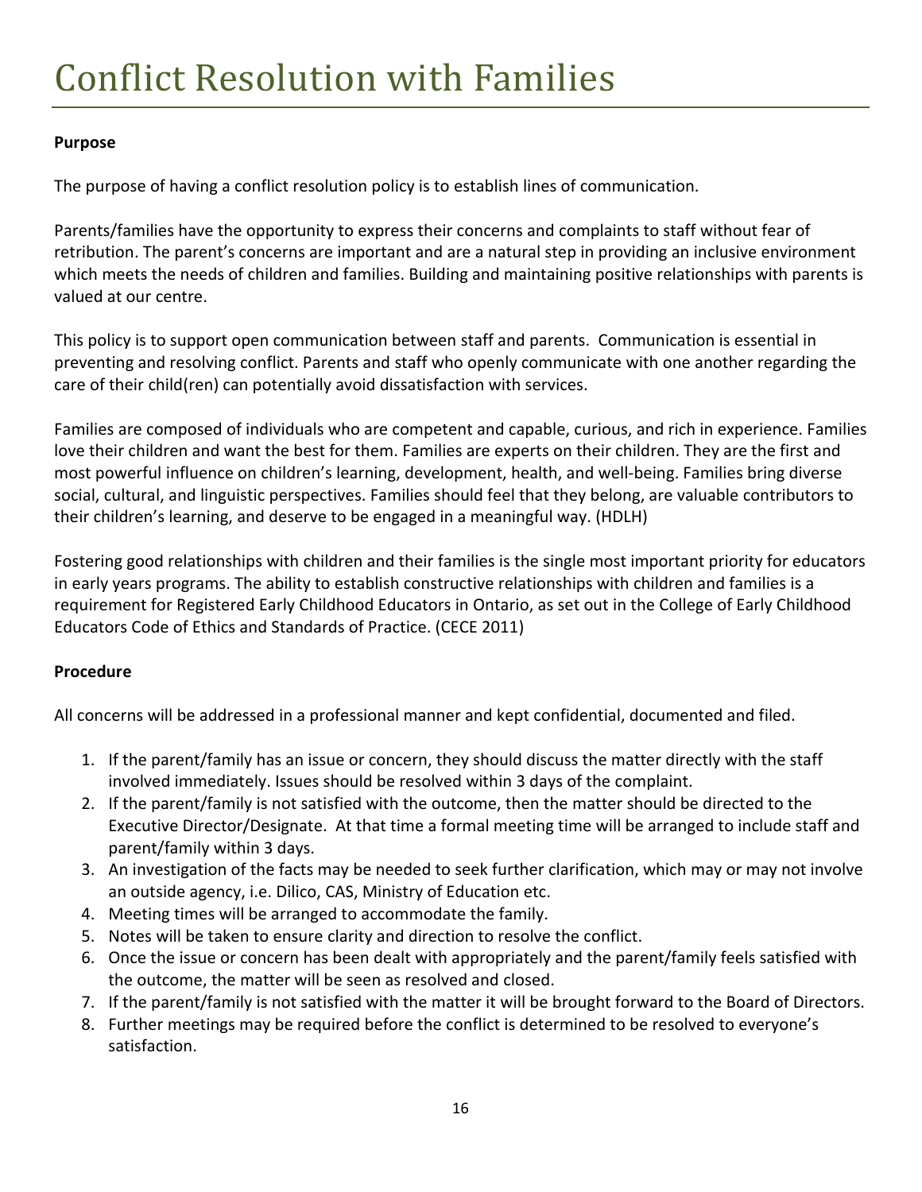# Conflict Resolution with Families

**Purpose**

The purpose of having a conflict resolution policy is to establish lines of communication.

Parents/families have the opportunity to express their concerns and complaints to staff without fear of retribution. The parent's concerns are important and are a natural step in providing an inclusive environment which meets the needs of children and families. Building and maintaining positive relationships with parents is valued at our centre.

This policy is to support open communication between staff and parents. Communication is essential in preventing and resolving conflict. Parents and staff who openly communicate with one another regarding the care of their child(ren) can potentially avoid dissatisfaction with services.

Families are composed of individuals who are competent and capable, curious, and rich in experience. Families love their children and want the best for them. Families are experts on their children. They are the first and most powerful influence on children's learning, development, health, and well-being. Families bring diverse social, cultural, and linguistic perspectives. Families should feel that they belong, are valuable contributors to their children's learning, and deserve to be engaged in a meaningful way. (HDLH)

Fostering good relationships with children and their families is the single most important priority for educators in early years programs. The ability to establish constructive relationships with children and families is a requirement for Registered Early Childhood Educators in Ontario, as set out in the College of Early Childhood Educators Code of Ethics and Standards of Practice. (CECE 2011)

**Procedure**

All concerns will be addressed in a professional manner and kept confidential, documented and filed.

1. If the parent/family has an issue or concern, they should discuss the matter directly with the staff involved immediately. Issues should be resolved within 3 days of the complaint.
2. If the parent/family is not satisfied with the outcome, then the matter should be directed to the Executive Director/Designate. At that time a formal meeting time will be arranged to include staff and parent/family within 3 days.
3. An investigation of the facts may be needed to seek further clarification, which may or may not involve an outside agency, i.e. Dilico, CAS, Ministry of Education etc.
4. Meeting times will be arranged to accommodate the family.
5. Notes will be taken to ensure clarity and direction to resolve the conflict.
6. Once the issue or concern has been dealt with appropriately and the parent/family feels satisfied with the outcome, the matter will be seen as resolved and closed.
7. If the parent/family is not satisfied with the matter it will be brought forward to the Board of Directors.
8. Further meetings may be required before the conflict is determined to be resolved to everyone's satisfaction.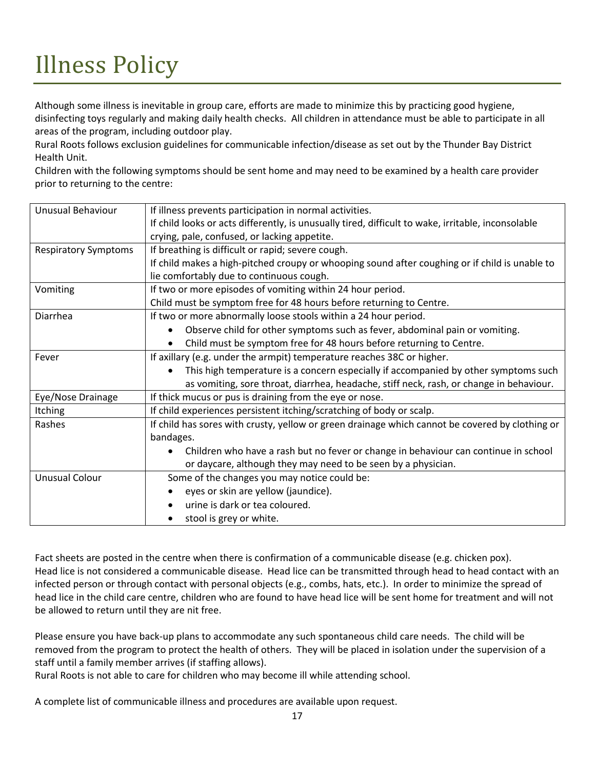# Illness Policy

Although some illness is inevitable in group care, efforts are made to minimize this by practicing good hygiene, disinfecting toys regularly and making daily health checks. All children in attendance must be able to participate in all areas of the program, including outdoor play.

Rural Roots follows exclusion guidelines for communicable infection/disease as set out by the Thunder Bay District Health Unit.

Children with the following symptoms should be sent home and may need to be examined by a health care provider prior to returning to the centre:

| | |
|---|---|
| Unusual Behaviour | If illness prevents participation in normal activities.<br>If child looks or acts differently, is unusually tired, difficult to wake, irritable, inconsolable crying, pale, confused, or lacking appetite. |
| Respiratory Symptoms | If breathing is difficult or rapid; severe cough.<br>If child makes a high-pitched croupy or whooping sound after coughing or if child is unable to lie comfortably due to continuous cough. |
| Vomiting | If two or more episodes of vomiting within 24 hour period.<br>Child must be symptom free for 48 hours before returning to Centre. |
| Diarrhea | If two or more abnormally loose stools within a 24 hour period.<br>• Observe child for other symptoms such as fever, abdominal pain or vomiting.<br>• Child must be symptom free for 48 hours before returning to Centre. |
| Fever | If axillary (e.g. under the armpit) temperature reaches 38C or higher.<br>• This high temperature is a concern especially if accompanied by other symptoms such as vomiting, sore throat, diarrhea, headache, stiff neck, rash, or change in behaviour. |
| Eye/Nose Drainage | If thick mucus or pus is draining from the eye or nose. |
| Itching | If child experiences persistent itching/scratching of body or scalp. |
| Rashes | If child has sores with crusty, yellow or green drainage which cannot be covered by clothing or bandages.<br>• Children who have a rash but no fever or change in behaviour can continue in school or daycare, although they may need to be seen by a physician. |
| Unusual Colour | Some of the changes you may notice could be:<br>• eyes or skin are yellow (jaundice).<br>• urine is dark or tea coloured.<br>• stool is grey or white. |

Fact sheets are posted in the centre when there is confirmation of a communicable disease (e.g. chicken pox).
Head lice is not considered a communicable disease. Head lice can be transmitted through head to head contact with an infected person or through contact with personal objects (e.g., combs, hats, etc.). In order to minimize the spread of head lice in the child care centre, children who are found to have head lice will be sent home for treatment and will not be allowed to return until they are nit free.

Please ensure you have back-up plans to accommodate any such spontaneous child care needs. The child will be removed from the program to protect the health of others. They will be placed in isolation under the supervision of a staff until a family member arrives (if staffing allows).
Rural Roots is not able to care for children who may become ill while attending school.

A complete list of communicable illness and procedures are available upon request.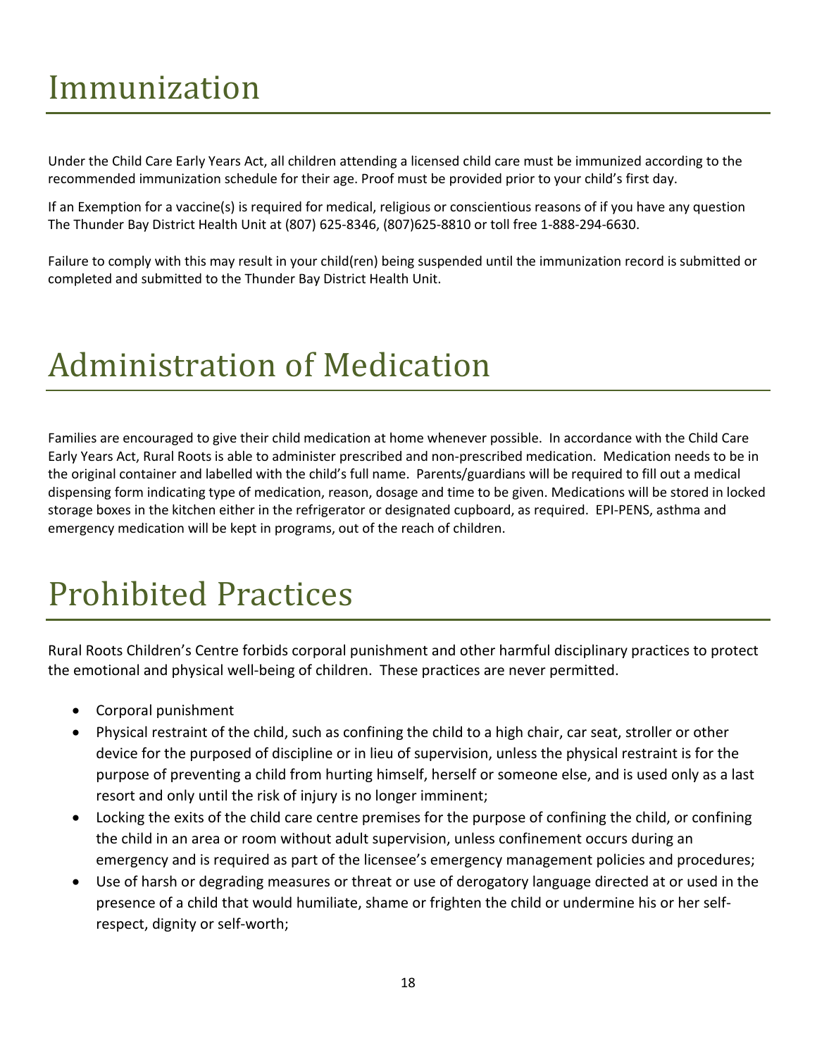# Immunization

Under the Child Care Early Years Act, all children attending a licensed child care must be immunized according to the recommended immunization schedule for their age. Proof must be provided prior to your child's first day.

If an Exemption for a vaccine(s) is required for medical, religious or conscientious reasons of if you have any question The Thunder Bay District Health Unit at (807) 625-8346, (807)625-8810 or toll free 1-888-294-6630.

Failure to comply with this may result in your child(ren) being suspended until the immunization record is submitted or completed and submitted to the Thunder Bay District Health Unit.

# Administration of Medication

Families are encouraged to give their child medication at home whenever possible. In accordance with the Child Care Early Years Act, Rural Roots is able to administer prescribed and non-prescribed medication. Medication needs to be in the original container and labelled with the child's full name. Parents/guardians will be required to fill out a medical dispensing form indicating type of medication, reason, dosage and time to be given. Medications will be stored in locked storage boxes in the kitchen either in the refrigerator or designated cupboard, as required. EPI-PENS, asthma and emergency medication will be kept in programs, out of the reach of children.

# Prohibited Practices

Rural Roots Children's Centre forbids corporal punishment and other harmful disciplinary practices to protect the emotional and physical well-being of children. These practices are never permitted.

- Corporal punishment
- Physical restraint of the child, such as confining the child to a high chair, car seat, stroller or other device for the purposed of discipline or in lieu of supervision, unless the physical restraint is for the purpose of preventing a child from hurting himself, herself or someone else, and is used only as a last resort and only until the risk of injury is no longer imminent;
- Locking the exits of the child care centre premises for the purpose of confining the child, or confining the child in an area or room without adult supervision, unless confinement occurs during an emergency and is required as part of the licensee's emergency management policies and procedures;
- Use of harsh or degrading measures or threat or use of derogatory language directed at or used in the presence of a child that would humiliate, shame or frighten the child or undermine his or her self-respect, dignity or self-worth;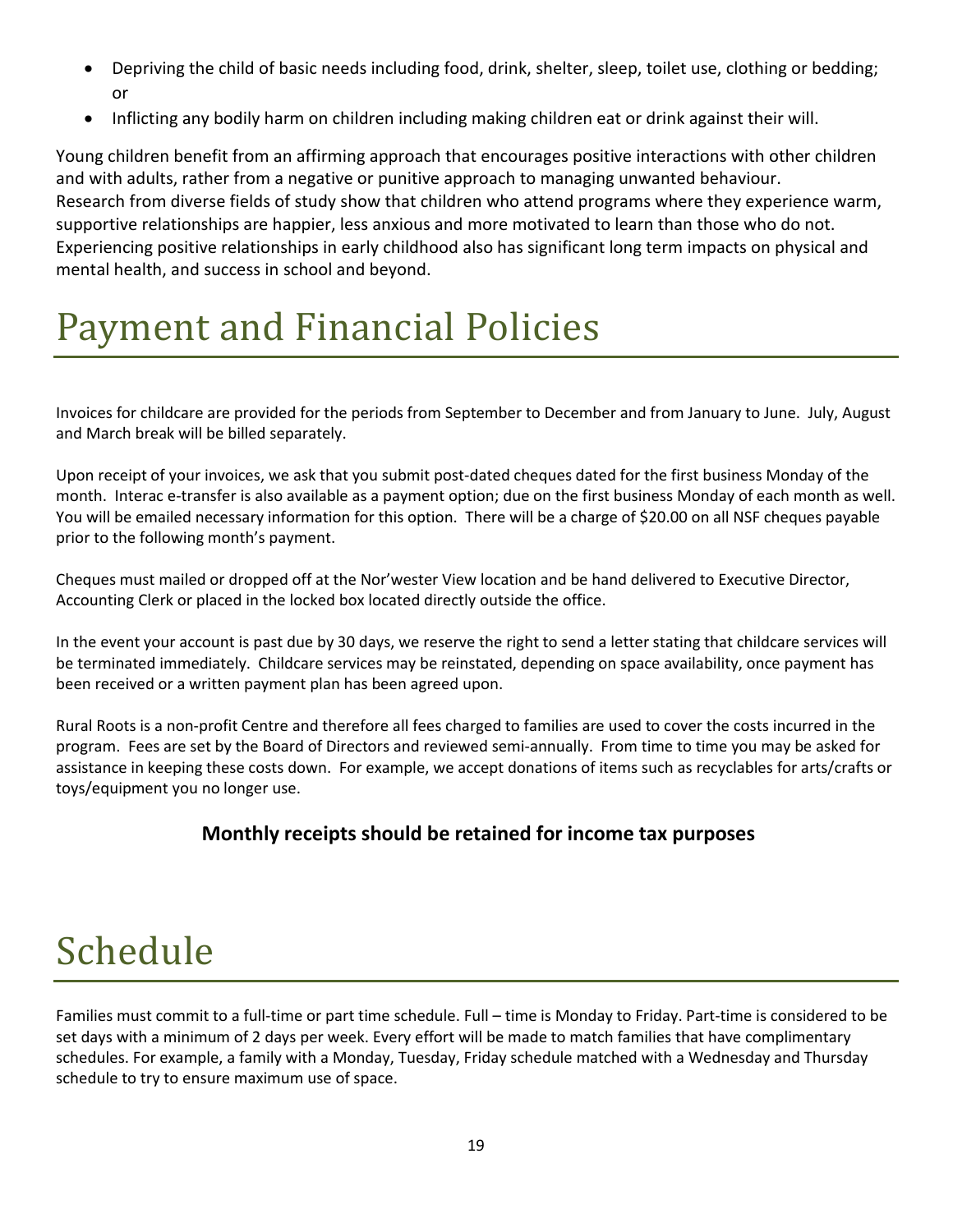- Depriving the child of basic needs including food, drink, shelter, sleep, toilet use, clothing or bedding; or
- Inflicting any bodily harm on children including making children eat or drink against their will.

Young children benefit from an affirming approach that encourages positive interactions with other children and with adults, rather from a negative or punitive approach to managing unwanted behaviour. Research from diverse fields of study show that children who attend programs where they experience warm, supportive relationships are happier, less anxious and more motivated to learn than those who do not. Experiencing positive relationships in early childhood also has significant long term impacts on physical and mental health, and success in school and beyond.

# Payment and Financial Policies

Invoices for childcare are provided for the periods from September to December and from January to June. July, August and March break will be billed separately.

Upon receipt of your invoices, we ask that you submit post-dated cheques dated for the first business Monday of the month. Interac e-transfer is also available as a payment option; due on the first business Monday of each month as well. You will be emailed necessary information for this option. There will be a charge of $20.00 on all NSF cheques payable prior to the following month's payment.

Cheques must mailed or dropped off at the Nor'wester View location and be hand delivered to Executive Director, Accounting Clerk or placed in the locked box located directly outside the office.

In the event your account is past due by 30 days, we reserve the right to send a letter stating that childcare services will be terminated immediately. Childcare services may be reinstated, depending on space availability, once payment has been received or a written payment plan has been agreed upon.

Rural Roots is a non-profit Centre and therefore all fees charged to families are used to cover the costs incurred in the program. Fees are set by the Board of Directors and reviewed semi-annually. From time to time you may be asked for assistance in keeping these costs down. For example, we accept donations of items such as recyclables for arts/crafts or toys/equipment you no longer use.

**Monthly receipts should be retained for income tax purposes**

# Schedule

Families must commit to a full-time or part time schedule. Full – time is Monday to Friday. Part-time is considered to be set days with a minimum of 2 days per week. Every effort will be made to match families that have complimentary schedules. For example, a family with a Monday, Tuesday, Friday schedule matched with a Wednesday and Thursday schedule to try to ensure maximum use of space.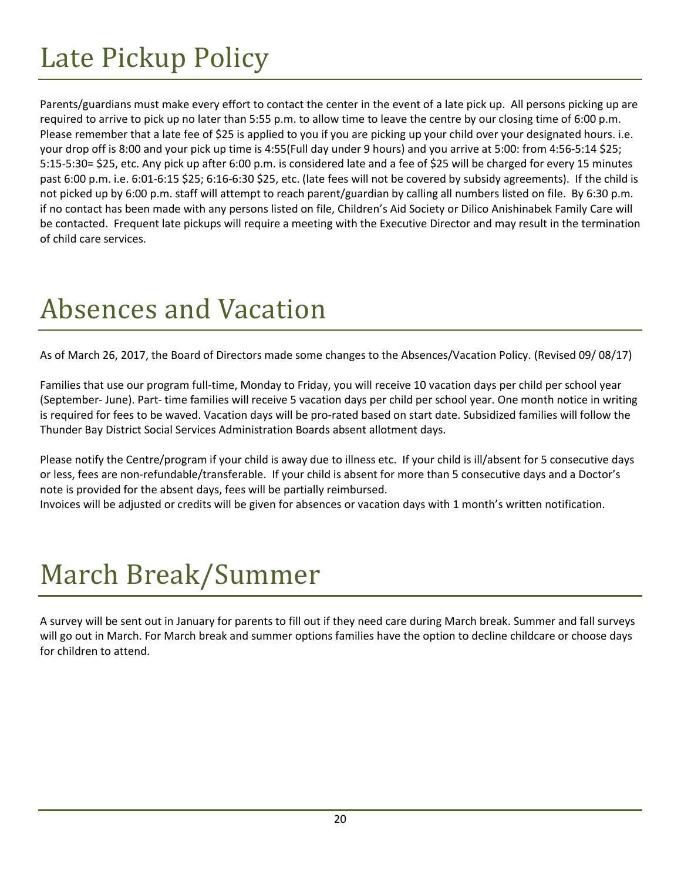# Late Pickup Policy

Parents/guardians must make every effort to contact the center in the event of a late pick up. All persons picking up are required to arrive to pick up no later than 5:55 p.m. to allow time to leave the centre by our closing time of 6:00 p.m. Please remember that a late fee of $25 is applied to you if you are picking up your child over your designated hours. i.e. your drop off is 8:00 and your pick up time is 4:55(Full day under 9 hours) and you arrive at 5:00: from 4:56-5:14 $25; 5:15-5:30= $25, etc. Any pick up after 6:00 p.m. is considered late and a fee of $25 will be charged for every 15 minutes past 6:00 p.m. i.e. 6:01-6:15 $25; 6:16-6:30 $25, etc. (late fees will not be covered by subsidy agreements). If the child is not picked up by 6:00 p.m. staff will attempt to reach parent/guardian by calling all numbers listed on file. By 6:30 p.m. if no contact has been made with any persons listed on file, Children's Aid Society or Dilico Anishinabek Family Care will be contacted. Frequent late pickups will require a meeting with the Executive Director and may result in the termination of child care services.

# Absences and Vacation

As of March 26, 2017, the Board of Directors made some changes to the Absences/Vacation Policy. (Revised 09/ 08/17)

Families that use our program full-time, Monday to Friday, you will receive 10 vacation days per child per school year (September- June). Part- time families will receive 5 vacation days per child per school year. One month notice in writing is required for fees to be waved. Vacation days will be pro-rated based on start date. Subsidized families will follow the Thunder Bay District Social Services Administration Boards absent allotment days.

Please notify the Centre/program if your child is away due to illness etc. If your child is ill/absent for 5 consecutive days or less, fees are non-refundable/transferable. If your child is absent for more than 5 consecutive days and a Doctor's note is provided for the absent days, fees will be partially reimbursed.
Invoices will be adjusted or credits will be given for absences or vacation days with 1 month's written notification.

# March Break/Summer

A survey will be sent out in January for parents to fill out if they need care during March break. Summer and fall surveys will go out in March. For March break and summer options families have the option to decline childcare or choose days for children to attend.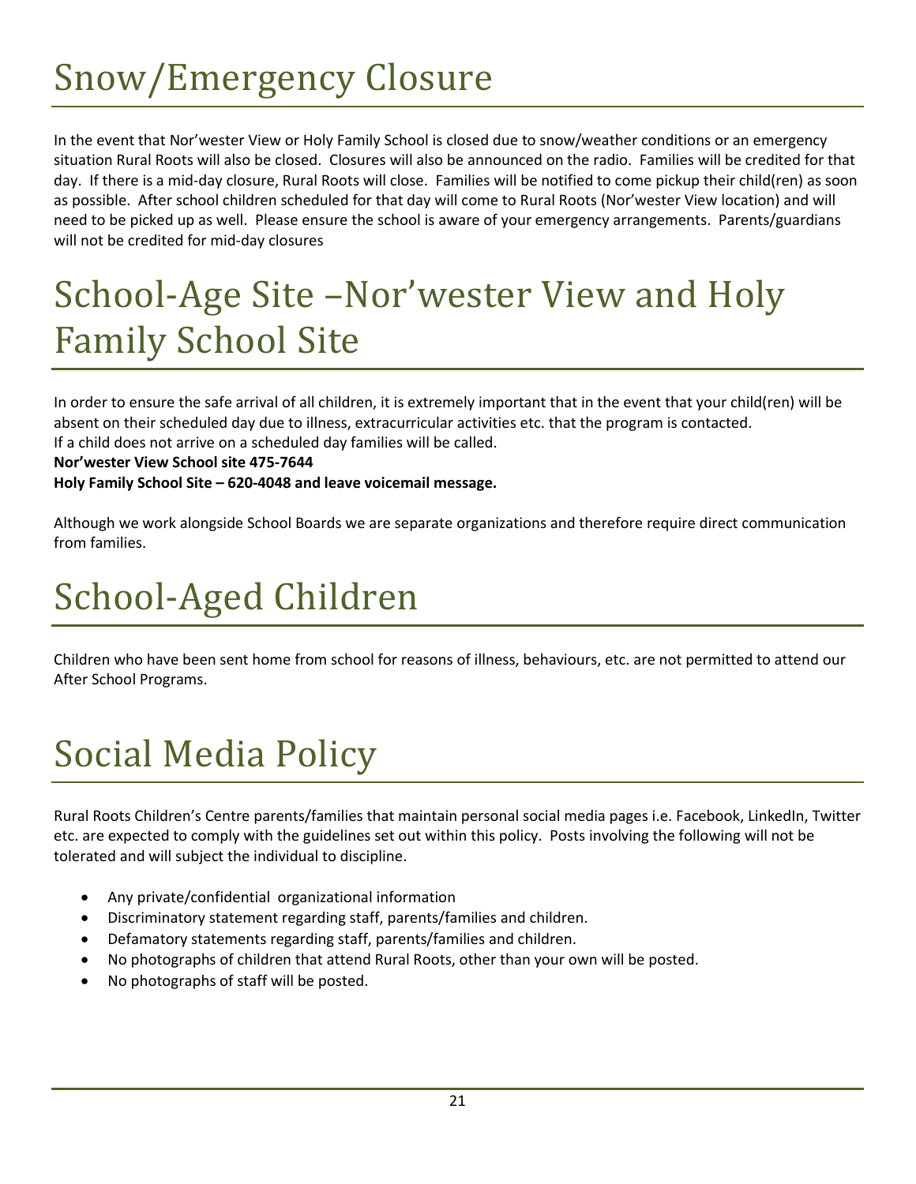# Snow/Emergency Closure

In the event that Nor'wester View or Holy Family School is closed due to snow/weather conditions or an emergency situation Rural Roots will also be closed. Closures will also be announced on the radio. Families will be credited for that day. If there is a mid-day closure, Rural Roots will close. Families will be notified to come pickup their child(ren) as soon as possible. After school children scheduled for that day will come to Rural Roots (Nor'wester View location) and will need to be picked up as well. Please ensure the school is aware of your emergency arrangements. Parents/guardians will not be credited for mid-day closures

# School-Age Site –Nor'wester View and Holy Family School Site

In order to ensure the safe arrival of all children, it is extremely important that in the event that your child(ren) will be absent on their scheduled day due to illness, extracurricular activities etc. that the program is contacted.
If a child does not arrive on a scheduled day families will be called.
**Nor'wester View School site 475-7644**
**Holy Family School Site – 620-4048 and leave voicemail message.**

Although we work alongside School Boards we are separate organizations and therefore require direct communication from families.

# School-Aged Children

Children who have been sent home from school for reasons of illness, behaviours, etc. are not permitted to attend our After School Programs.

# Social Media Policy

Rural Roots Children's Centre parents/families that maintain personal social media pages i.e. Facebook, LinkedIn, Twitter etc. are expected to comply with the guidelines set out within this policy. Posts involving the following will not be tolerated and will subject the individual to discipline.

- Any private/confidential organizational information
- Discriminatory statement regarding staff, parents/families and children.
- Defamatory statements regarding staff, parents/families and children.
- No photographs of children that attend Rural Roots, other than your own will be posted.
- No photographs of staff will be posted.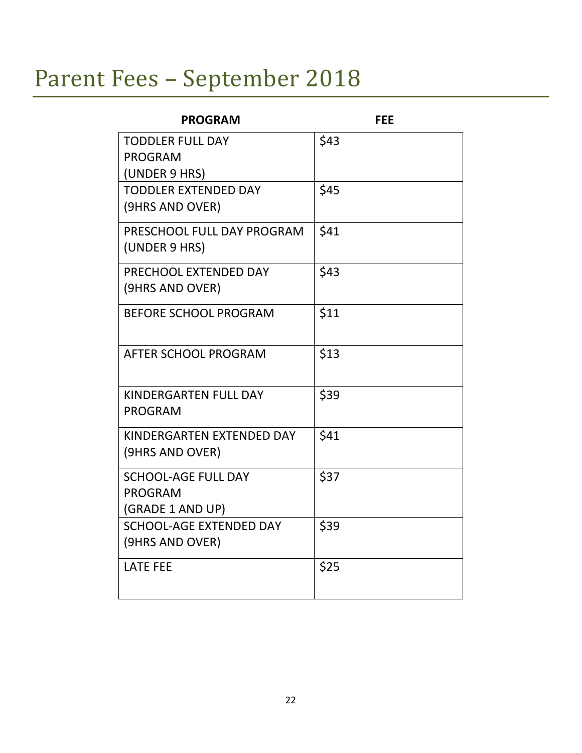# Parent Fees – September 2018

| PROGRAM | FEE |
|---|---|
| TODDLER FULL DAY PROGRAM (UNDER 9 HRS) | $43 |
| TODDLER EXTENDED DAY (9HRS AND OVER) | $45 |
| PRESCHOOL FULL DAY PROGRAM (UNDER 9 HRS) | $41 |
| PRECHOOL EXTENDED DAY (9HRS AND OVER) | $43 |
| BEFORE SCHOOL PROGRAM | $11 |
| AFTER SCHOOL PROGRAM | $13 |
| KINDERGARTEN FULL DAY PROGRAM | $39 |
| KINDERGARTEN EXTENDED DAY (9HRS AND OVER) | $41 |
| SCHOOL-AGE FULL DAY PROGRAM (GRADE 1 AND UP) | $37 |
| SCHOOL-AGE EXTENDED DAY (9HRS AND OVER) | $39 |
| LATE FEE | $25 |